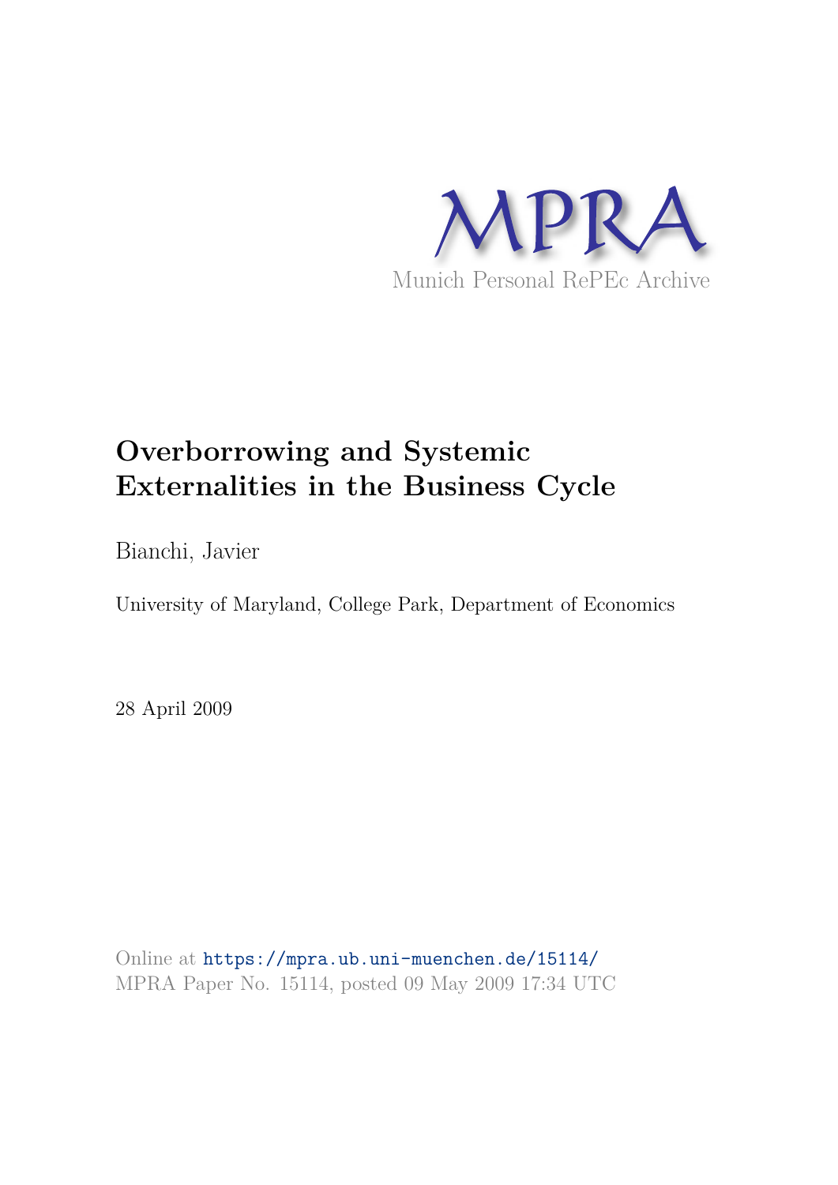MPRA

Munich Personal RePEc Archive

# Overborrowing and Systemic Externalities in the Business Cycle

Bianchi, Javier

University of Maryland, College Park, Department of Economics

28 April 2009

Online at https://mpra.ub.uni-muenchen.de/15114/
MPRA Paper No. 15114, posted 09 May 2009 17:34 UTC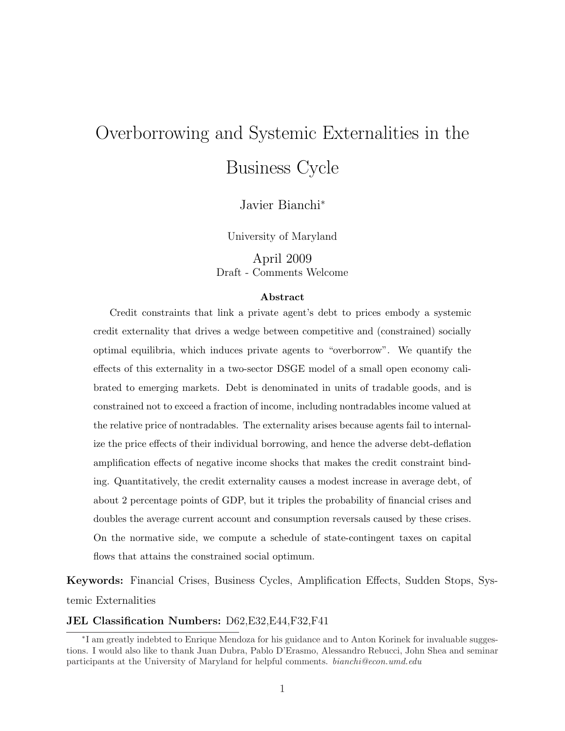# Overborrowing and Systemic Externalities in the Business Cycle

Javier Bianchi*

University of Maryland

April 2009

Draft - Comments Welcome

**Abstract**

Credit constraints that link a private agent's debt to prices embody a systemic credit externality that drives a wedge between competitive and (constrained) socially optimal equilibria, which induces private agents to "overborrow". We quantify the effects of this externality in a two-sector DSGE model of a small open economy calibrated to emerging markets. Debt is denominated in units of tradable goods, and is constrained not to exceed a fraction of income, including nontradables income valued at the relative price of nontradables. The externality arises because agents fail to internalize the price effects of their individual borrowing, and hence the adverse debt-deflation amplification effects of negative income shocks that makes the credit constraint binding. Quantitatively, the credit externality causes a modest increase in average debt, of about 2 percentage points of GDP, but it triples the probability of financial crises and doubles the average current account and consumption reversals caused by these crises. On the normative side, we compute a schedule of state-contingent taxes on capital flows that attains the constrained social optimum.

**Keywords:** Financial Crises, Business Cycles, Amplification Effects, Sudden Stops, Systemic Externalities

**JEL Classification Numbers:** D62,E32,E44,F32,F41

*I am greatly indebted to Enrique Mendoza for his guidance and to Anton Korinek for invaluable suggestions. I would also like to thank Juan Dubra, Pablo D'Erasmo, Alessandro Rebucci, John Shea and seminar participants at the University of Maryland for helpful comments. *bianchi@econ.umd.edu*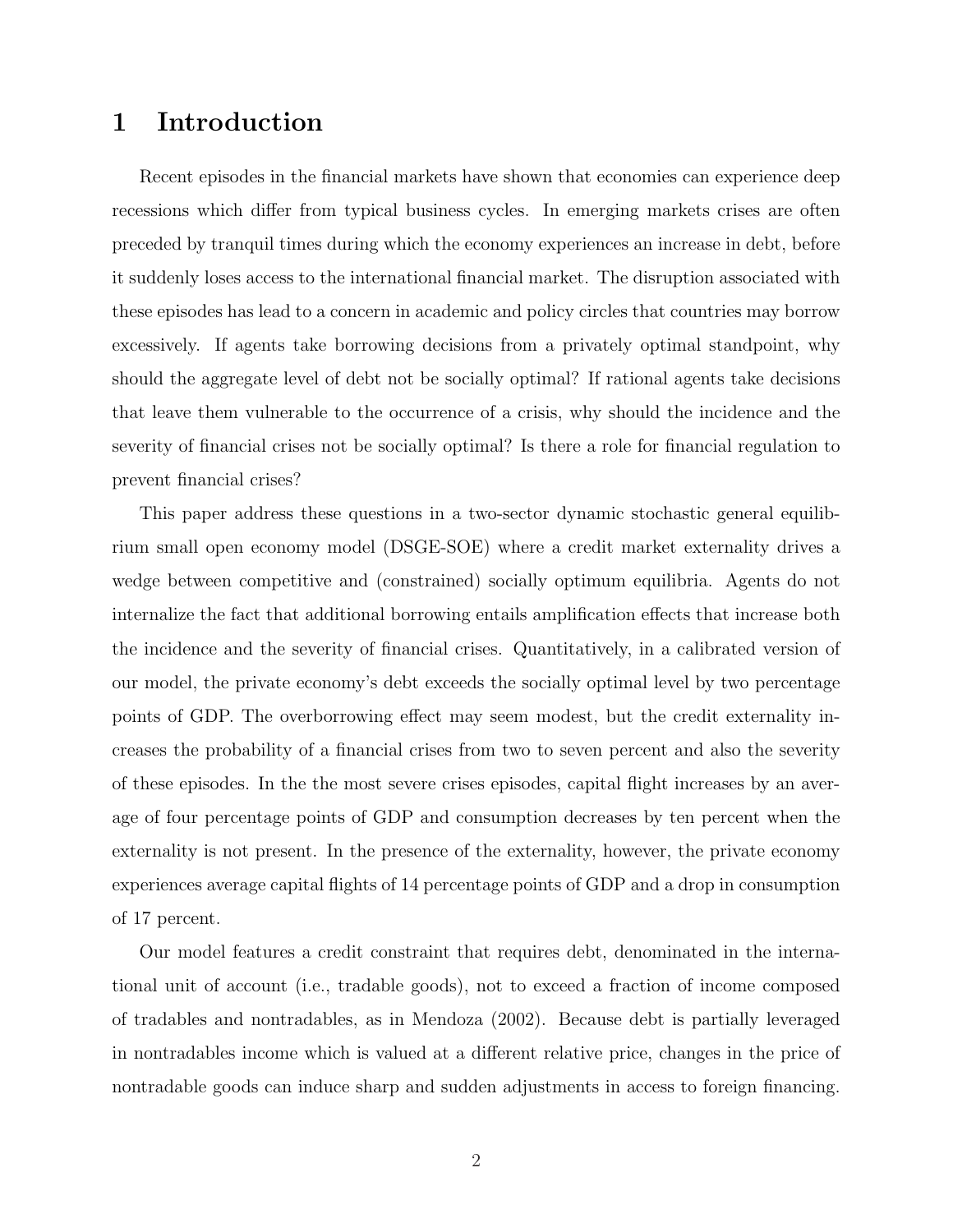# 1 Introduction

Recent episodes in the financial markets have shown that economies can experience deep recessions which differ from typical business cycles. In emerging markets crises are often preceded by tranquil times during which the economy experiences an increase in debt, before it suddenly loses access to the international financial market. The disruption associated with these episodes has lead to a concern in academic and policy circles that countries may borrow excessively. If agents take borrowing decisions from a privately optimal standpoint, why should the aggregate level of debt not be socially optimal? If rational agents take decisions that leave them vulnerable to the occurrence of a crisis, why should the incidence and the severity of financial crises not be socially optimal? Is there a role for financial regulation to prevent financial crises?

This paper address these questions in a two-sector dynamic stochastic general equilibrium small open economy model (DSGE-SOE) where a credit market externality drives a wedge between competitive and (constrained) socially optimum equilibria. Agents do not internalize the fact that additional borrowing entails amplification effects that increase both the incidence and the severity of financial crises. Quantitatively, in a calibrated version of our model, the private economy's debt exceeds the socially optimal level by two percentage points of GDP. The overborrowing effect may seem modest, but the credit externality increases the probability of a financial crises from two to seven percent and also the severity of these episodes. In the the most severe crises episodes, capital flight increases by an average of four percentage points of GDP and consumption decreases by ten percent when the externality is not present. In the presence of the externality, however, the private economy experiences average capital flights of 14 percentage points of GDP and a drop in consumption of 17 percent.

Our model features a credit constraint that requires debt, denominated in the international unit of account (i.e., tradable goods), not to exceed a fraction of income composed of tradables and nontradables, as in Mendoza (2002). Because debt is partially leveraged in nontradables income which is valued at a different relative price, changes in the price of nontradable goods can induce sharp and sudden adjustments in access to foreign financing.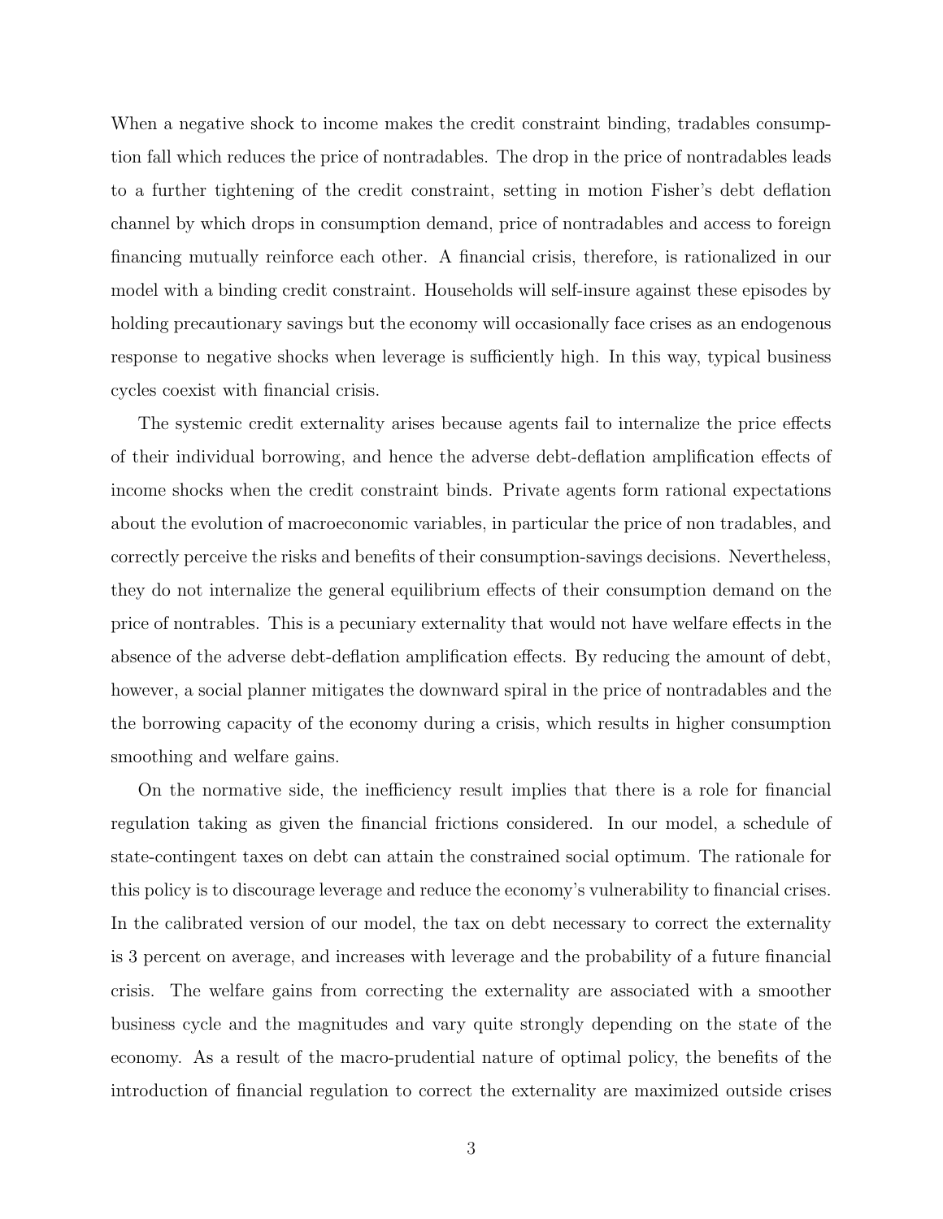When a negative shock to income makes the credit constraint binding, tradables consumption fall which reduces the price of nontradables. The drop in the price of nontradables leads to a further tightening of the credit constraint, setting in motion Fisher's debt deflation channel by which drops in consumption demand, price of nontradables and access to foreign financing mutually reinforce each other. A financial crisis, therefore, is rationalized in our model with a binding credit constraint. Households will self-insure against these episodes by holding precautionary savings but the economy will occasionally face crises as an endogenous response to negative shocks when leverage is sufficiently high. In this way, typical business cycles coexist with financial crisis.

The systemic credit externality arises because agents fail to internalize the price effects of their individual borrowing, and hence the adverse debt-deflation amplification effects of income shocks when the credit constraint binds. Private agents form rational expectations about the evolution of macroeconomic variables, in particular the price of non tradables, and correctly perceive the risks and benefits of their consumption-savings decisions. Nevertheless, they do not internalize the general equilibrium effects of their consumption demand on the price of nontrables. This is a pecuniary externality that would not have welfare effects in the absence of the adverse debt-deflation amplification effects. By reducing the amount of debt, however, a social planner mitigates the downward spiral in the price of nontradables and the the borrowing capacity of the economy during a crisis, which results in higher consumption smoothing and welfare gains.

On the normative side, the inefficiency result implies that there is a role for financial regulation taking as given the financial frictions considered. In our model, a schedule of state-contingent taxes on debt can attain the constrained social optimum. The rationale for this policy is to discourage leverage and reduce the economy's vulnerability to financial crises. In the calibrated version of our model, the tax on debt necessary to correct the externality is 3 percent on average, and increases with leverage and the probability of a future financial crisis. The welfare gains from correcting the externality are associated with a smoother business cycle and the magnitudes and vary quite strongly depending on the state of the economy. As a result of the macro-prudential nature of optimal policy, the benefits of the introduction of financial regulation to correct the externality are maximized outside crises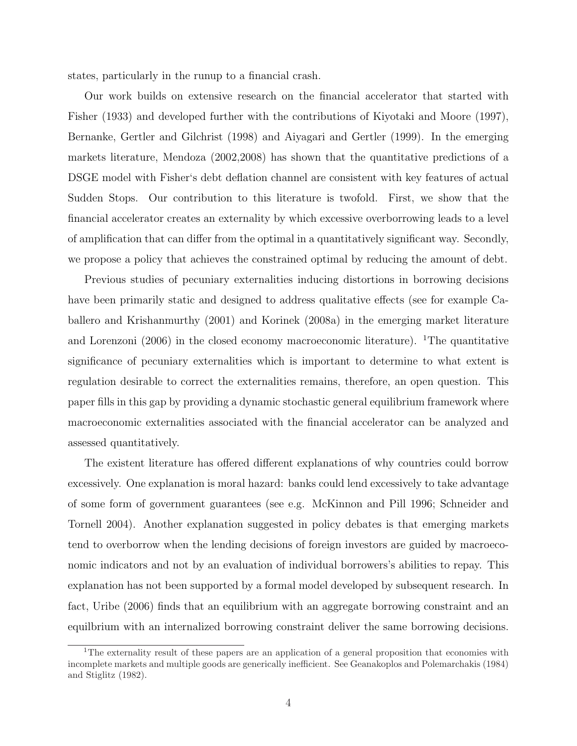states, particularly in the runup to a financial crash.

Our work builds on extensive research on the financial accelerator that started with Fisher (1933) and developed further with the contributions of Kiyotaki and Moore (1997), Bernanke, Gertler and Gilchrist (1998) and Aiyagari and Gertler (1999). In the emerging markets literature, Mendoza (2002,2008) has shown that the quantitative predictions of a DSGE model with Fisher's debt deflation channel are consistent with key features of actual Sudden Stops. Our contribution to this literature is twofold. First, we show that the financial accelerator creates an externality by which excessive overborrowing leads to a level of amplification that can differ from the optimal in a quantitatively significant way. Secondly, we propose a policy that achieves the constrained optimal by reducing the amount of debt.

Previous studies of pecuniary externalities inducing distortions in borrowing decisions have been primarily static and designed to address qualitative effects (see for example Caballero and Krishanmurthy (2001) and Korinek (2008a) in the emerging market literature and Lorenzoni (2006) in the closed economy macroeconomic literature). [1]The quantitative significance of pecuniary externalities which is important to determine to what extent is regulation desirable to correct the externalities remains, therefore, an open question. This paper fills in this gap by providing a dynamic stochastic general equilibrium framework where macroeconomic externalities associated with the financial accelerator can be analyzed and assessed quantitatively.

The existent literature has offered different explanations of why countries could borrow excessively. One explanation is moral hazard: banks could lend excessively to take advantage of some form of government guarantees (see e.g. McKinnon and Pill 1996; Schneider and Tornell 2004). Another explanation suggested in policy debates is that emerging markets tend to overborrow when the lending decisions of foreign investors are guided by macroeconomic indicators and not by an evaluation of individual borrowers's abilities to repay. This explanation has not been supported by a formal model developed by subsequent research. In fact, Uribe (2006) finds that an equilibrium with an aggregate borrowing constraint and an equlibrium with an internalized borrowing constraint deliver the same borrowing decisions.

[1]The externality result of these papers are an application of a general proposition that economies with incomplete markets and multiple goods are generically inefficient. See Geanakoplos and Polemarchakis (1984) and Stiglitz (1982).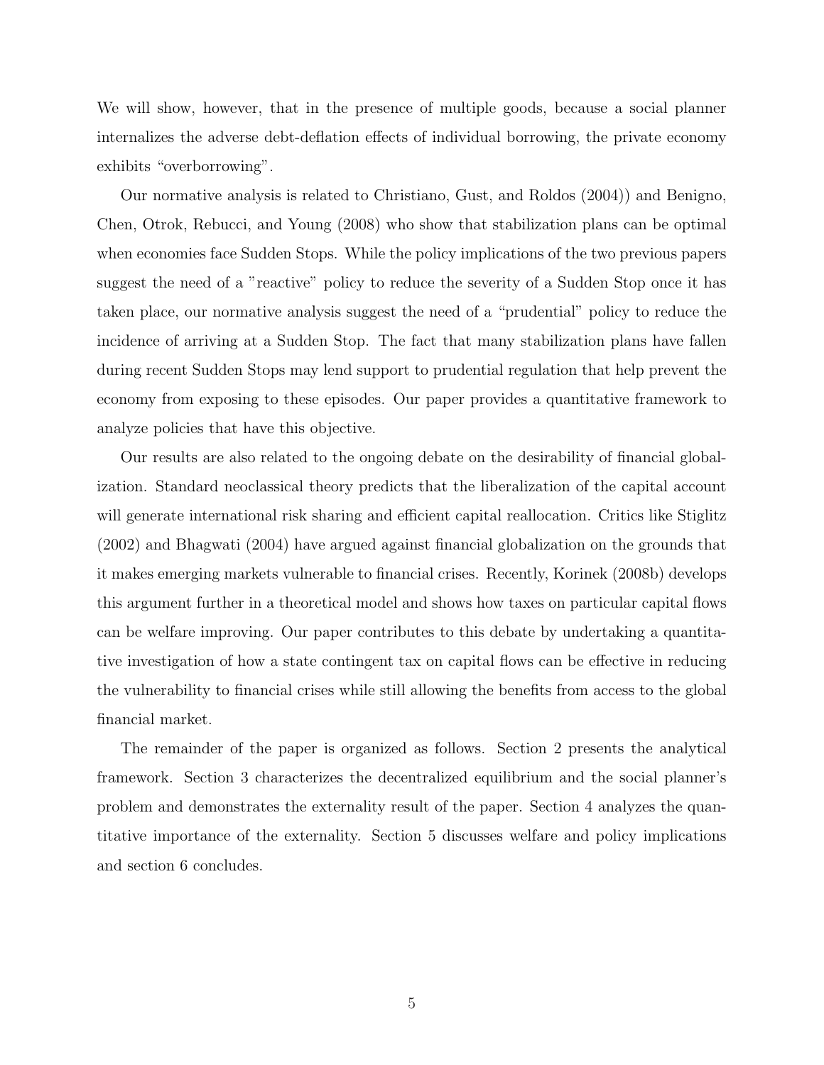We will show, however, that in the presence of multiple goods, because a social planner internalizes the adverse debt-deflation effects of individual borrowing, the private economy exhibits "overborrowing".

Our normative analysis is related to Christiano, Gust, and Roldos (2004)) and Benigno, Chen, Otrok, Rebucci, and Young (2008) who show that stabilization plans can be optimal when economies face Sudden Stops. While the policy implications of the two previous papers suggest the need of a "reactive" policy to reduce the severity of a Sudden Stop once it has taken place, our normative analysis suggest the need of a "prudential" policy to reduce the incidence of arriving at a Sudden Stop. The fact that many stabilization plans have fallen during recent Sudden Stops may lend support to prudential regulation that help prevent the economy from exposing to these episodes. Our paper provides a quantitative framework to analyze policies that have this objective.

Our results are also related to the ongoing debate on the desirability of financial globalization. Standard neoclassical theory predicts that the liberalization of the capital account will generate international risk sharing and efficient capital reallocation. Critics like Stiglitz (2002) and Bhagwati (2004) have argued against financial globalization on the grounds that it makes emerging markets vulnerable to financial crises. Recently, Korinek (2008b) develops this argument further in a theoretical model and shows how taxes on particular capital flows can be welfare improving. Our paper contributes to this debate by undertaking a quantitative investigation of how a state contingent tax on capital flows can be effective in reducing the vulnerability to financial crises while still allowing the benefits from access to the global financial market.

The remainder of the paper is organized as follows. Section 2 presents the analytical framework. Section 3 characterizes the decentralized equilibrium and the social planner's problem and demonstrates the externality result of the paper. Section 4 analyzes the quantitative importance of the externality. Section 5 discusses welfare and policy implications and section 6 concludes.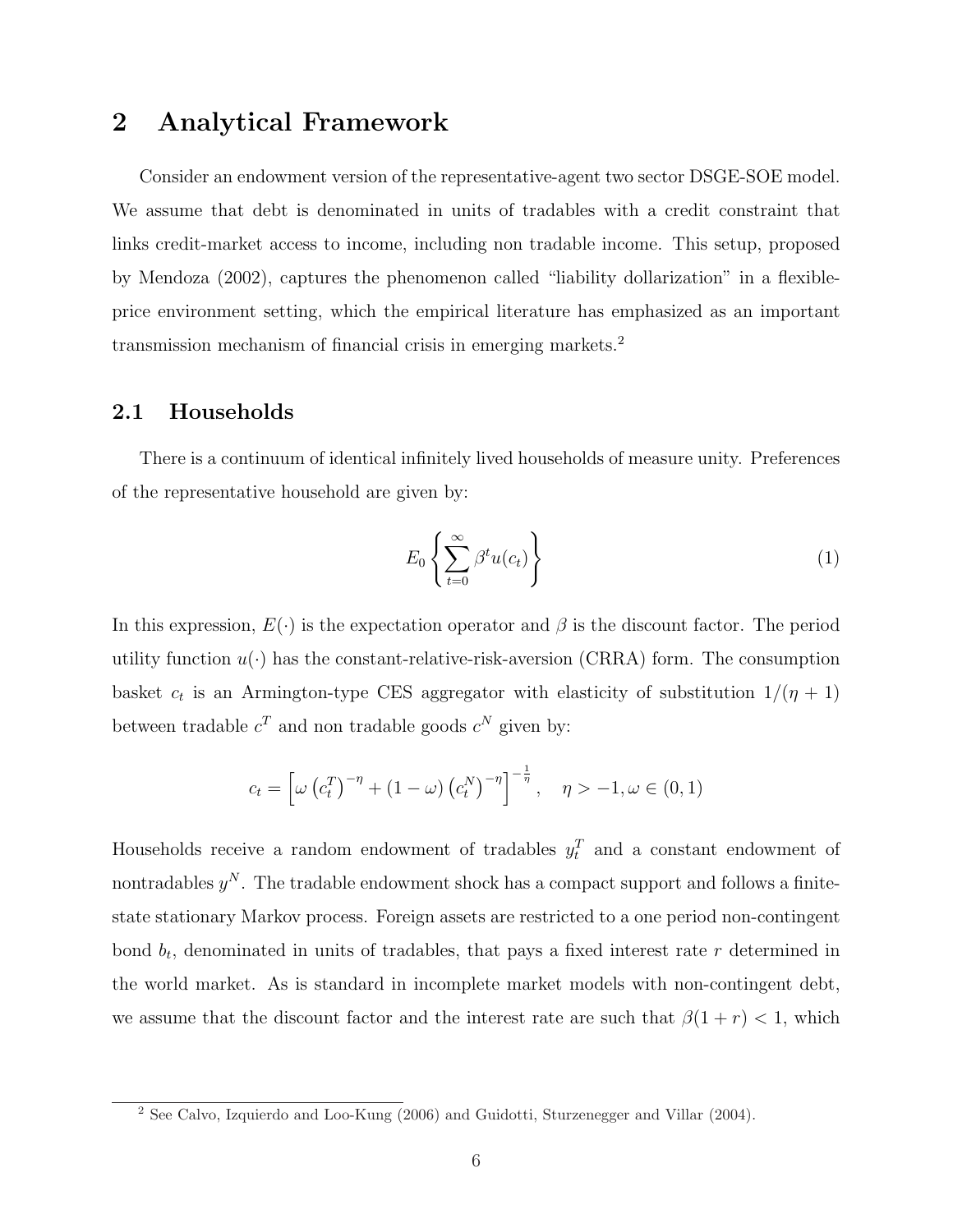## 2 Analytical Framework

Consider an endowment version of the representative-agent two sector DSGE-SOE model. We assume that debt is denominated in units of tradables with a credit constraint that links credit-market access to income, including non tradable income. This setup, proposed by Mendoza (2002), captures the phenomenon called "liability dollarization" in a flexible-price environment setting, which the empirical literature has emphasized as an important transmission mechanism of financial crisis in emerging markets.[2]

### 2.1 Households

There is a continuum of identical infinitely lived households of measure unity. Preferences of the representative household are given by:

$$E_0 \left\{ \sum_{t=0}^{\infty} \beta^t u(c_t) \right\} \tag{1}$$

In this expression, $E(\cdot)$ is the expectation operator and $\beta$ is the discount factor. The period utility function $u(\cdot)$ has the constant-relative-risk-aversion (CRRA) form. The consumption basket $c_t$ is an Armington-type CES aggregator with elasticity of substitution $1/(\eta+1)$ between tradable $c^T$ and non tradable goods $c^N$ given by:

$$c_t = \left[ \omega \left( c_t^T \right)^{-\eta} + (1-\omega) \left( c_t^N \right)^{-\eta} \right]^{-\frac{1}{\eta}}, \quad \eta > -1, \omega \in (0,1)$$

Households receive a random endowment of tradables $y_t^T$ and a constant endowment of nontradables $y^N$. The tradable endowment shock has a compact support and follows a finite-state stationary Markov process. Foreign assets are restricted to a one period non-contingent bond $b_t$, denominated in units of tradables, that pays a fixed interest rate $r$ determined in the world market. As is standard in incomplete market models with non-contingent debt, we assume that the discount factor and the interest rate are such that $\beta(1+r) < 1$, which

[2] See Calvo, Izquierdo and Loo-Kung (2006) and Guidotti, Sturzenegger and Villar (2004).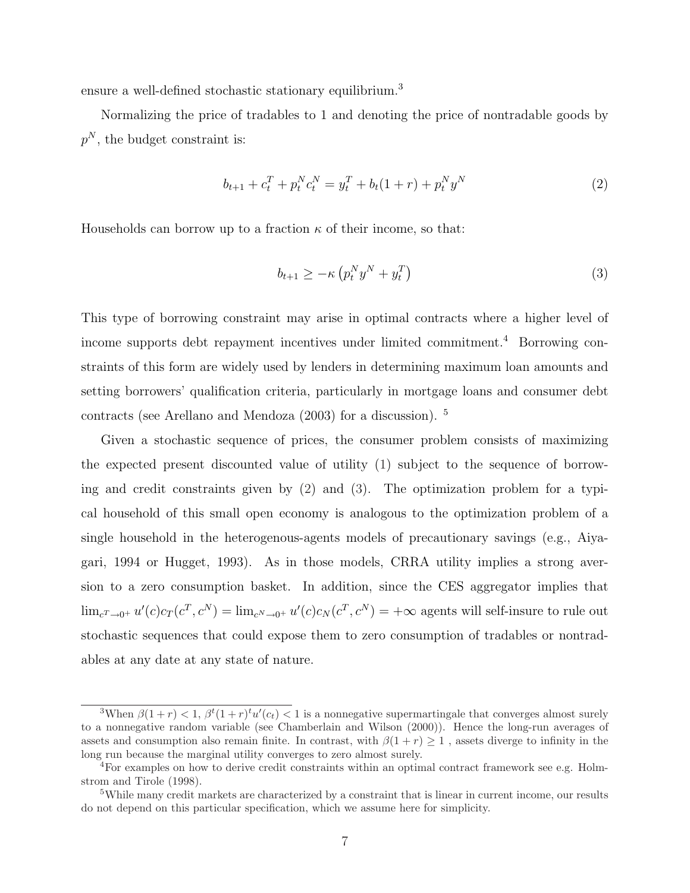ensure a well-defined stochastic stationary equilibrium.[3]

Normalizing the price of tradables to 1 and denoting the price of nontradable goods by $p^N$, the budget constraint is:

$$b_{t+1} + c_t^T + p_t^N c_t^N = y_t^T + b_t(1+r) + p_t^N y^N \tag{2}$$

Households can borrow up to a fraction $\kappa$ of their income, so that:

$$b_{t+1} \geq -\kappa \left( p_t^N y^N + y_t^T \right) \tag{3}$$

This type of borrowing constraint may arise in optimal contracts where a higher level of income supports debt repayment incentives under limited commitment.[4] Borrowing constraints of this form are widely used by lenders in determining maximum loan amounts and setting borrowers' qualification criteria, particularly in mortgage loans and consumer debt contracts (see Arellano and Mendoza (2003) for a discussion). [5]

Given a stochastic sequence of prices, the consumer problem consists of maximizing the expected present discounted value of utility (1) subject to the sequence of borrowing and credit constraints given by (2) and (3). The optimization problem for a typical household of this small open economy is analogous to the optimization problem of a single household in the heterogenous-agents models of precautionary savings (e.g., Aiyagari, 1994 or Hugget, 1993). As in those models, CRRA utility implies a strong aversion to a zero consumption basket. In addition, since the CES aggregator implies that $\lim_{c^T \to 0^+} u'(c)c_T(c^T, c^N) = \lim_{c^N \to 0^+} u'(c)c_N(c^T, c^N) = +\infty$ agents will self-insure to rule out stochastic sequences that could expose them to zero consumption of tradables or nontradables at any date at any state of nature.

[3] When $\beta(1+r) < 1$, $\beta^t(1+r)^t u'(c_t) < 1$ is a nonnegative supermartingale that converges almost surely to a nonnegative random variable (see Chamberlain and Wilson (2000)). Hence the long-run averages of assets and consumption also remain finite. In contrast, with $\beta(1+r) \geq 1$ , assets diverge to infinity in the long run because the marginal utility converges to zero almost surely.

[4] For examples on how to derive credit constraints within an optimal contract framework see e.g. Holmstrom and Tirole (1998).

[5] While many credit markets are characterized by a constraint that is linear in current income, our results do not depend on this particular specification, which we assume here for simplicity.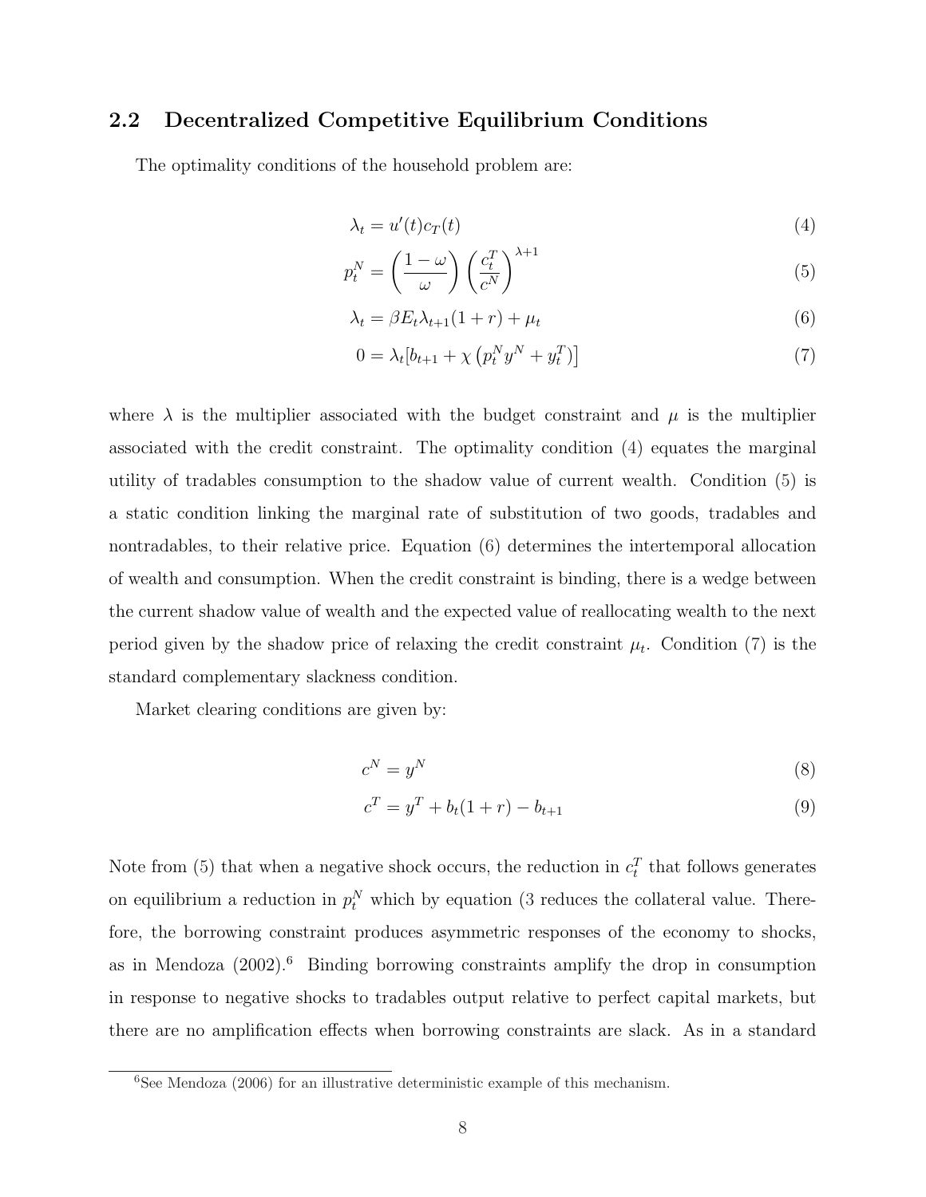## 2.2 Decentralized Competitive Equilibrium Conditions

The optimality conditions of the household problem are:

$$\lambda_t = u'(t)c_T(t) \tag{4}$$

$$p_t^N = \left(\frac{1-\omega}{\omega}\right)\left(\frac{c_t^T}{c^N}\right)^{\lambda+1} \tag{5}$$

$$\lambda_t = \beta E_t \lambda_{t+1}(1+r) + \mu_t \tag{6}$$

$$0 = \lambda_t[b_{t+1} + \chi\left(p_t^N y^N + y_t^T\right)] \tag{7}$$

where $\lambda$ is the multiplier associated with the budget constraint and $\mu$ is the multiplier associated with the credit constraint. The optimality condition (4) equates the marginal utility of tradables consumption to the shadow value of current wealth. Condition (5) is a static condition linking the marginal rate of substitution of two goods, tradables and nontradables, to their relative price. Equation (6) determines the intertemporal allocation of wealth and consumption. When the credit constraint is binding, there is a wedge between the current shadow value of wealth and the expected value of reallocating wealth to the next period given by the shadow price of relaxing the credit constraint $\mu_t$. Condition (7) is the standard complementary slackness condition.

Market clearing conditions are given by:

$$c^N = y^N \tag{8}$$

$$c^T = y^T + b_t(1+r) - b_{t+1} \tag{9}$$

Note from (5) that when a negative shock occurs, the reduction in $c_t^T$ that follows generates on equilibrium a reduction in $p_t^N$ which by equation (3 reduces the collateral value. Therefore, the borrowing constraint produces asymmetric responses of the economy to shocks, as in Mendoza (2002).[6] Binding borrowing constraints amplify the drop in consumption in response to negative shocks to tradables output relative to perfect capital markets, but there are no amplification effects when borrowing constraints are slack. As in a standard

[6]See Mendoza (2006) for an illustrative deterministic example of this mechanism.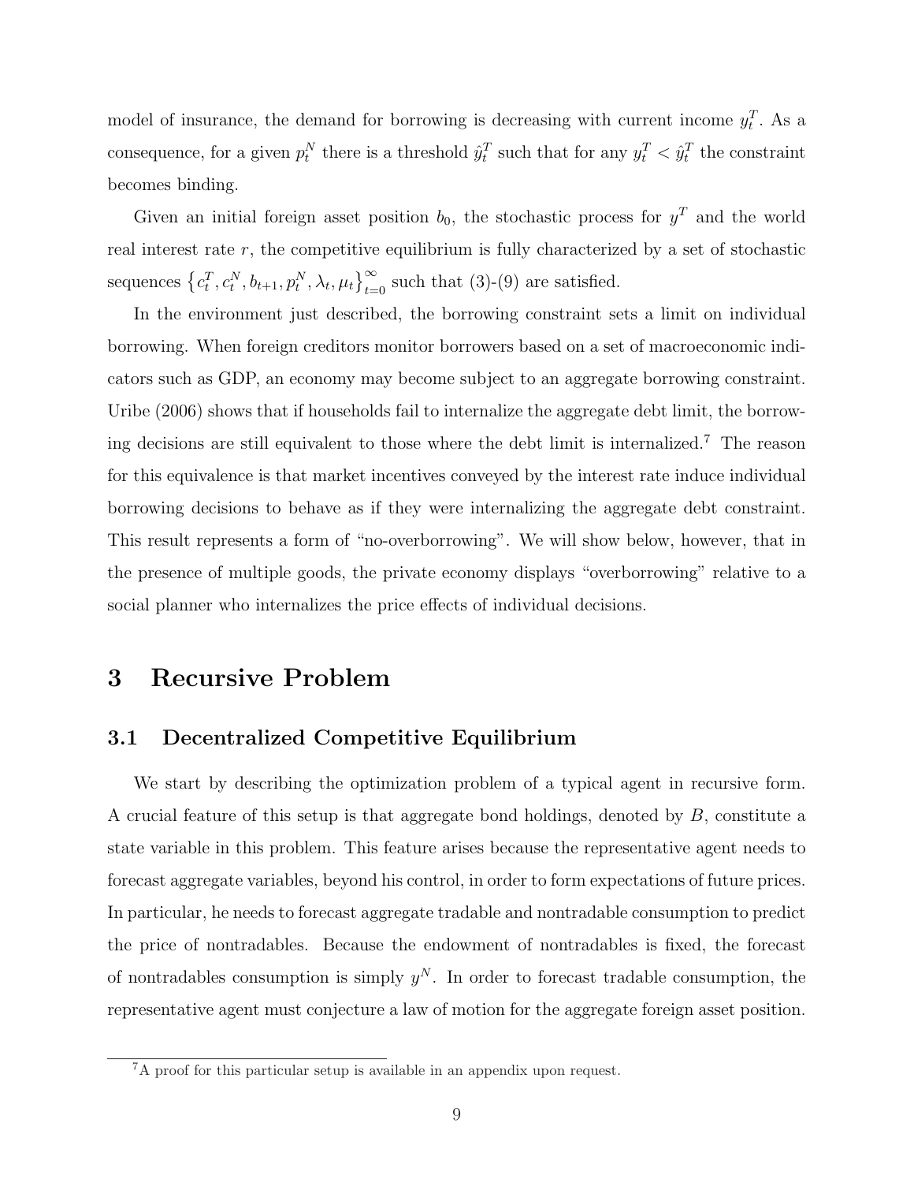model of insurance, the demand for borrowing is decreasing with current income $y_t^T$. As a consequence, for a given $p_t^N$ there is a threshold $\hat{y}_t^T$ such that for any $y_t^T < \hat{y}_t^T$ the constraint becomes binding.

Given an initial foreign asset position $b_0$, the stochastic process for $y^T$ and the world real interest rate $r$, the competitive equilibrium is fully characterized by a set of stochastic sequences $\left\{c_t^T, c_t^N, b_{t+1}, p_t^N, \lambda_t, \mu_t\right\}_{t=0}^{\infty}$ such that (3)-(9) are satisfied.

In the environment just described, the borrowing constraint sets a limit on individual borrowing. When foreign creditors monitor borrowers based on a set of macroeconomic indicators such as GDP, an economy may become subject to an aggregate borrowing constraint. Uribe (2006) shows that if households fail to internalize the aggregate debt limit, the borrowing decisions are still equivalent to those where the debt limit is internalized.[7] The reason for this equivalence is that market incentives conveyed by the interest rate induce individual borrowing decisions to behave as if they were internalizing the aggregate debt constraint. This result represents a form of "no-overborrowing". We will show below, however, that in the presence of multiple goods, the private economy displays "overborrowing" relative to a social planner who internalizes the price effects of individual decisions.

# 3 Recursive Problem

## 3.1 Decentralized Competitive Equilibrium

We start by describing the optimization problem of a typical agent in recursive form. A crucial feature of this setup is that aggregate bond holdings, denoted by $B$, constitute a state variable in this problem. This feature arises because the representative agent needs to forecast aggregate variables, beyond his control, in order to form expectations of future prices. In particular, he needs to forecast aggregate tradable and nontradable consumption to predict the price of nontradables. Because the endowment of nontradables is fixed, the forecast of nontradables consumption is simply $y^N$. In order to forecast tradable consumption, the representative agent must conjecture a law of motion for the aggregate foreign asset position.

[7] A proof for this particular setup is available in an appendix upon request.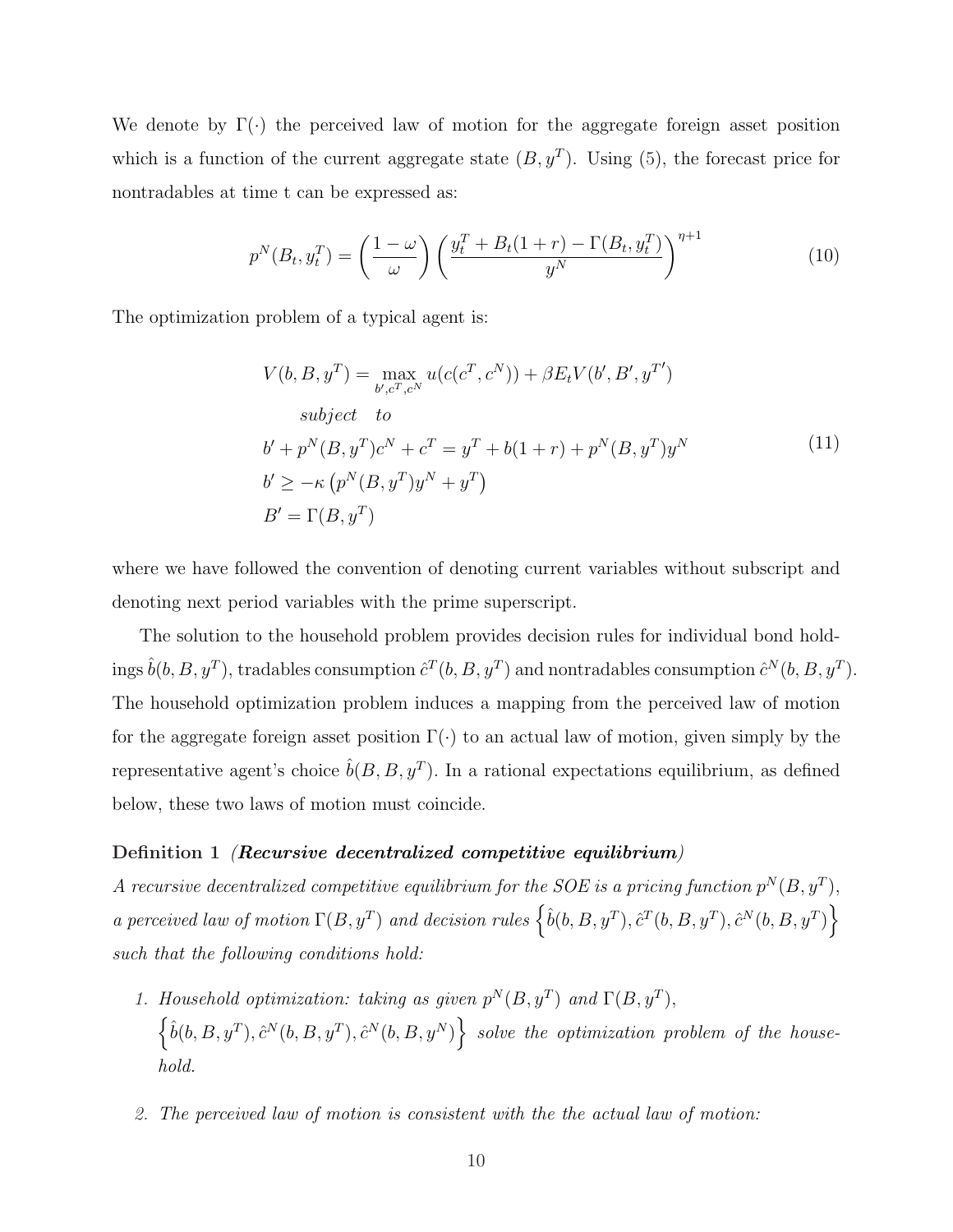We denote by $\Gamma(\cdot)$ the perceived law of motion for the aggregate foreign asset position which is a function of the current aggregate state $(B, y^T)$. Using (5), the forecast price for nontradables at time t can be expressed as:

$$
p^N(B_t, y_t^T) = \left(\frac{1-\omega}{\omega}\right)\left(\frac{y_t^T + B_t(1+r) - \Gamma(B_t, y_t^T)}{y^N}\right)^{\eta+1} \tag{10}
$$

The optimization problem of a typical agent is:

$$
\begin{aligned}
V(b, B, y^T) &= \max_{b', c^T, c^N} u(c(c^T, c^N)) + \beta E_t V(b', B', y^{T\prime}) \\
&\quad subject \quad to \\
& b' + p^N(B, y^T)c^N + c^T = y^T + b(1+r) + p^N(B, y^T)y^N \\
& b' \geq -\kappa\left(p^N(B, y^T)y^N + y^T\right) \\
& B' = \Gamma(B, y^T)
\end{aligned} \tag{11}
$$

where we have followed the convention of denoting current variables without subscript and denoting next period variables with the prime superscript.

The solution to the household problem provides decision rules for individual bond holdings $\hat{b}(b, B, y^T)$, tradables consumption $\hat{c}^T(b, B, y^T)$ and nontradables consumption $\hat{c}^N(b, B, y^T)$. The household optimization problem induces a mapping from the perceived law of motion for the aggregate foreign asset position $\Gamma(\cdot)$ to an actual law of motion, given simply by the representative agent's choice $\hat{b}(B, B, y^T)$. In a rational expectations equilibrium, as defined below, these two laws of motion must coincide.

**Definition 1** ***(Recursive decentralized competitive equilibrium)***
*A recursive decentralized competitive equilibrium for the SOE is a pricing function $p^N(B, y^T)$, a perceived law of motion $\Gamma(B, y^T)$ and decision rules $\left\{\hat{b}(b, B, y^T), \hat{c}^T(b, B, y^T), \hat{c}^N(b, B, y^T)\right\}$ such that the following conditions hold:*

1. *Household optimization: taking as given $p^N(B, y^T)$ and $\Gamma(B, y^T)$, $\left\{\hat{b}(b, B, y^T), \hat{c}^N(b, B, y^T), \hat{c}^N(b, B, y^N)\right\}$ solve the optimization problem of the household.*

2. *The perceived law of motion is consistent with the the actual law of motion:*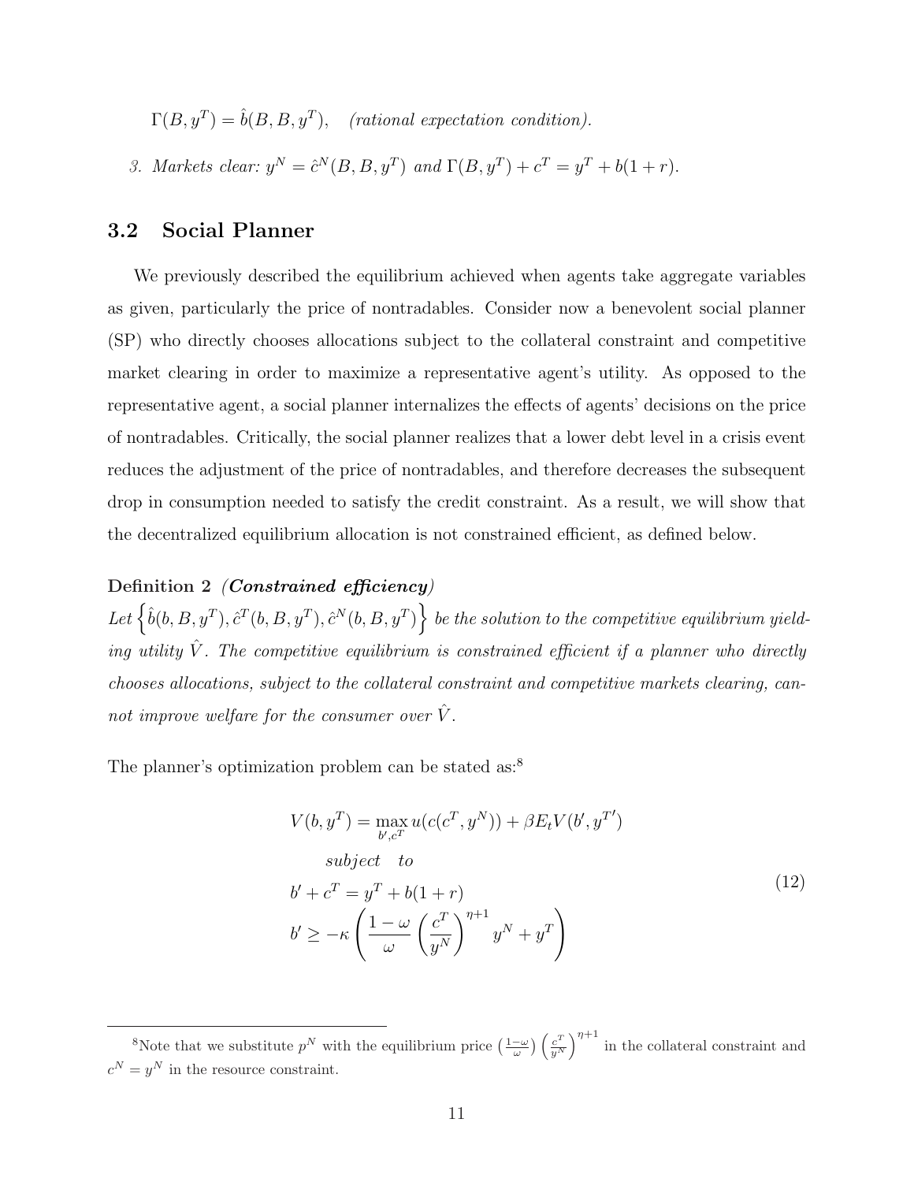$\Gamma(B, y^T) = \hat{b}(B, B, y^T)$, *(rational expectation condition).*

3. *Markets clear:* $y^N = \hat{c}^N(B, B, y^T)$ *and* $\Gamma(B, y^T) + c^T = y^T + b(1+r)$.

## 3.2 Social Planner

We previously described the equilibrium achieved when agents take aggregate variables as given, particularly the price of nontradables. Consider now a benevolent social planner (SP) who directly chooses allocations subject to the collateral constraint and competitive market clearing in order to maximize a representative agent's utility. As opposed to the representative agent, a social planner internalizes the effects of agents' decisions on the price of nontradables. Critically, the social planner realizes that a lower debt level in a crisis event reduces the adjustment of the price of nontradables, and therefore decreases the subsequent drop in consumption needed to satisfy the credit constraint. As a result, we will show that the decentralized equilibrium allocation is not constrained efficient, as defined below.

**Definition 2** ***(Constrained efficiency)***
*Let* $\left\{\hat{b}(b, B, y^T), \hat{c}^T(b, B, y^T), \hat{c}^N(b, B, y^T)\right\}$ *be the solution to the competitive equilibrium yielding utility* $\hat{V}$. *The competitive equilibrium is constrained efficient if a planner who directly chooses allocations, subject to the collateral constraint and competitive markets clearing, cannot improve welfare for the consumer over* $\hat{V}$.

The planner's optimization problem can be stated as:[8]

$$
\begin{aligned}
V(b, y^T) &= \max_{b', c^T} u(c(c^T, y^N)) + \beta E_t V(b', y^{T'}) \\
&\quad subject \quad to \\
b' + c^T &= y^T + b(1+r) \\
b' &\geq -\kappa \left( \frac{1-\omega}{\omega} \left( \frac{c^T}{y^N} \right)^{\eta+1} y^N + y^T \right)
\end{aligned}
\tag{12}
$$

[8] Note that we substitute $p^N$ with the equilibrium price $\left(\frac{1-\omega}{\omega}\right)\left(\frac{c^T}{y^N}\right)^{\eta+1}$ in the collateral constraint and $c^N = y^N$ in the resource constraint.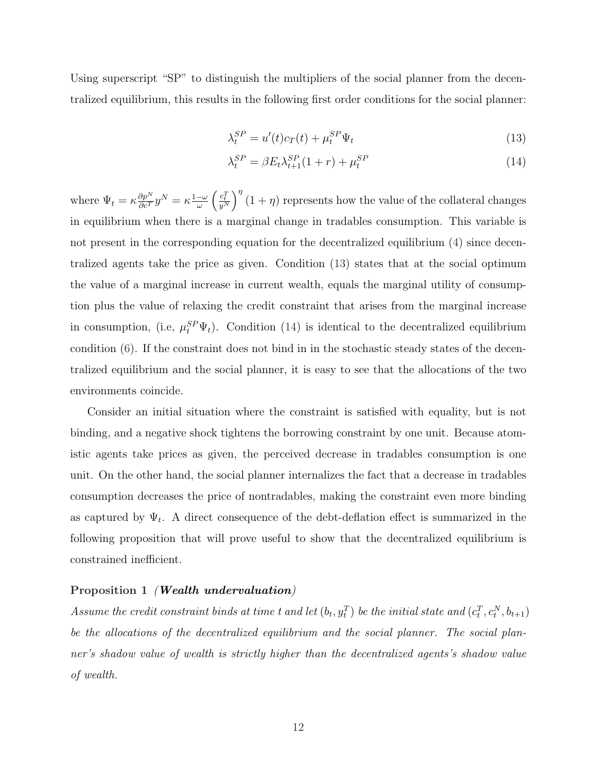Using superscript "SP" to distinguish the multipliers of the social planner from the decentralized equilibrium, this results in the following first order conditions for the social planner:

$$\lambda_t^{SP} = u'(t)c_T(t) + \mu_t^{SP}\Psi_t \tag{13}$$

$$\lambda_t^{SP} = \beta E_t \lambda_{t+1}^{SP}(1+r) + \mu_t^{SP} \tag{14}$$

where $\Psi_t = \kappa \frac{\partial p^N}{\partial c^T} y^N = \kappa \frac{1-\omega}{\omega} \left(\frac{c_t^T}{y^N}\right)^{\eta} (1+\eta)$ represents how the value of the collateral changes in equilibrium when there is a marginal change in tradables consumption. This variable is not present in the corresponding equation for the decentralized equilibrium (4) since decentralized agents take the price as given. Condition (13) states that at the social optimum the value of a marginal increase in current wealth, equals the marginal utility of consumption plus the value of relaxing the credit constraint that arises from the marginal increase in consumption, (i.e, $\mu_t^{SP}\Psi_t$). Condition (14) is identical to the decentralized equilibrium condition (6). If the constraint does not bind in in the stochastic steady states of the decentralized equilibrium and the social planner, it is easy to see that the allocations of the two environments coincide.

Consider an initial situation where the constraint is satisfied with equality, but is not binding, and a negative shock tightens the borrowing constraint by one unit. Because atomistic agents take prices as given, the perceived decrease in tradables consumption is one unit. On the other hand, the social planner internalizes the fact that a decrease in tradables consumption decreases the price of nontradables, making the constraint even more binding as captured by $\Psi_t$. A direct consequence of the debt-deflation effect is summarized in the following proposition that will prove useful to show that the decentralized equilibrium is constrained inefficient.

**Proposition 1** ***(Wealth undervaluation)***

*Assume the credit constraint binds at time t and let $(b_t, y_t^T)$ be the initial state and $(c_t^T, c_t^N, b_{t+1})$ be the allocations of the decentralized equilibrium and the social planner. The social planner's shadow value of wealth is strictly higher than the decentralized agents's shadow value of wealth.*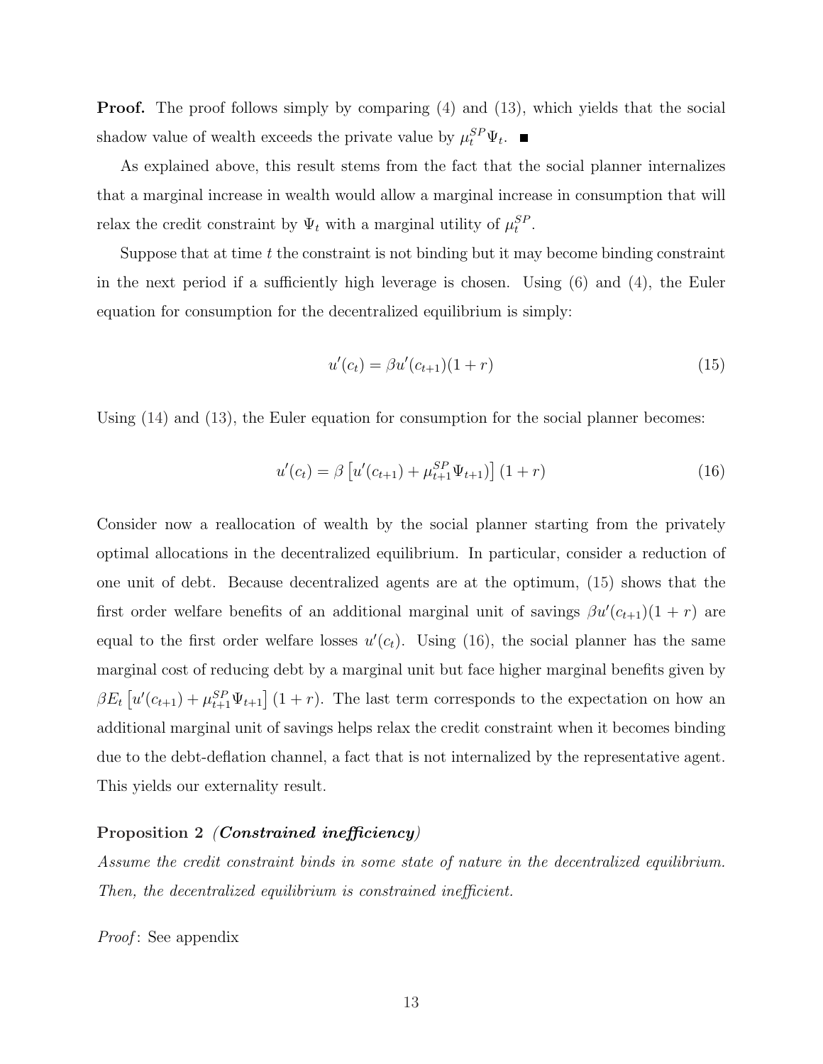**Proof.** The proof follows simply by comparing (4) and (13), which yields that the social shadow value of wealth exceeds the private value by $\mu_t^{SP}\Psi_t$. ■

As explained above, this result stems from the fact that the social planner internalizes that a marginal increase in wealth would allow a marginal increase in consumption that will relax the credit constraint by $\Psi_t$ with a marginal utility of $\mu_t^{SP}$.

Suppose that at time $t$ the constraint is not binding but it may become binding constraint in the next period if a sufficiently high leverage is chosen. Using (6) and (4), the Euler equation for consumption for the decentralized equilibrium is simply:

$$u'(c_t) = \beta u'(c_{t+1})(1+r) \tag{15}$$

Using (14) and (13), the Euler equation for consumption for the social planner becomes:

$$u'(c_t) = \beta \left[u'(c_{t+1}) + \mu_{t+1}^{SP}\Psi_{t+1})\right](1+r) \tag{16}$$

Consider now a reallocation of wealth by the social planner starting from the privately optimal allocations in the decentralized equilibrium. In particular, consider a reduction of one unit of debt. Because decentralized agents are at the optimum, (15) shows that the first order welfare benefits of an additional marginal unit of savings $\beta u'(c_{t+1})(1+r)$ are equal to the first order welfare losses $u'(c_t)$. Using (16), the social planner has the same marginal cost of reducing debt by a marginal unit but face higher marginal benefits given by $\beta E_t\left[u'(c_{t+1}) + \mu_{t+1}^{SP}\Psi_{t+1}\right](1+r)$. The last term corresponds to the expectation on how an additional marginal unit of savings helps relax the credit constraint when it becomes binding due to the debt-deflation channel, a fact that is not internalized by the representative agent. This yields our externality result.

**Proposition 2** ***(Constrained inefficiency)***
*Assume the credit constraint binds in some state of nature in the decentralized equilibrium. Then, the decentralized equilibrium is constrained inefficient.*

*Proof*: See appendix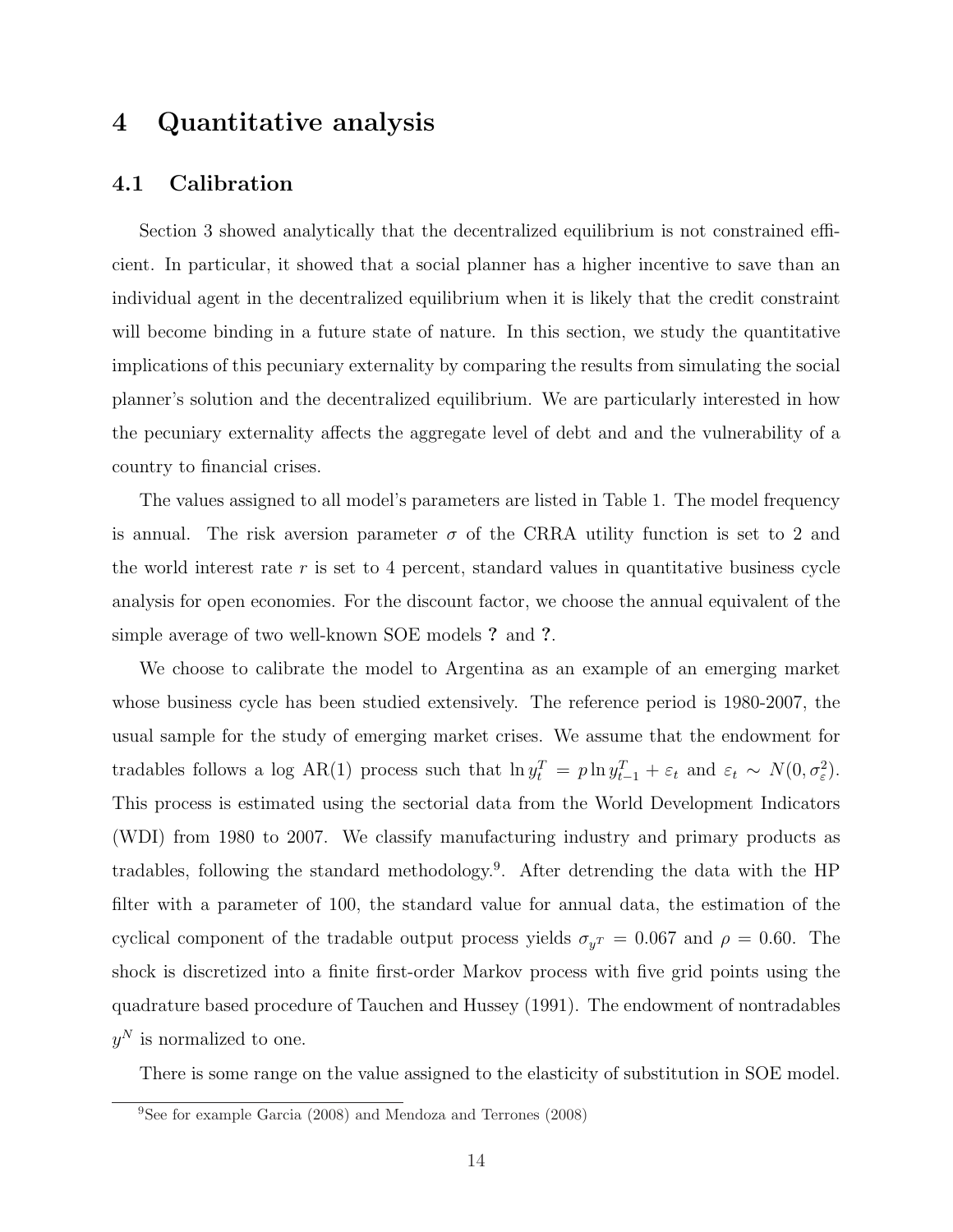# 4 Quantitative analysis

## 4.1 Calibration

Section 3 showed analytically that the decentralized equilibrium is not constrained efficient. In particular, it showed that a social planner has a higher incentive to save than an individual agent in the decentralized equilibrium when it is likely that the credit constraint will become binding in a future state of nature. In this section, we study the quantitative implications of this pecuniary externality by comparing the results from simulating the social planner's solution and the decentralized equilibrium. We are particularly interested in how the pecuniary externality affects the aggregate level of debt and and the vulnerability of a country to financial crises.

The values assigned to all model's parameters are listed in Table 1. The model frequency is annual. The risk aversion parameter $\sigma$ of the CRRA utility function is set to 2 and the world interest rate $r$ is set to 4 percent, standard values in quantitative business cycle analysis for open economies. For the discount factor, we choose the annual equivalent of the simple average of two well-known SOE models **?** and **?**.

We choose to calibrate the model to Argentina as an example of an emerging market whose business cycle has been studied extensively. The reference period is 1980-2007, the usual sample for the study of emerging market crises. We assume that the endowment for tradables follows a log AR(1) process such that $\ln y_t^T = p \ln y_{t-1}^T + \varepsilon_t$ and $\varepsilon_t \sim N(0, \sigma_\varepsilon^2)$. This process is estimated using the sectorial data from the World Development Indicators (WDI) from 1980 to 2007. We classify manufacturing industry and primary products as tradables, following the standard methodology.[9]. After detrending the data with the HP filter with a parameter of 100, the standard value for annual data, the estimation of the cyclical component of the tradable output process yields $\sigma_{y^T} = 0.067$ and $\rho = 0.60$. The shock is discretized into a finite first-order Markov process with five grid points using the quadrature based procedure of Tauchen and Hussey (1991). The endowment of nontradables $y^N$ is normalized to one.

There is some range on the value assigned to the elasticity of substitution in SOE model.

[9] See for example Garcia (2008) and Mendoza and Terrones (2008)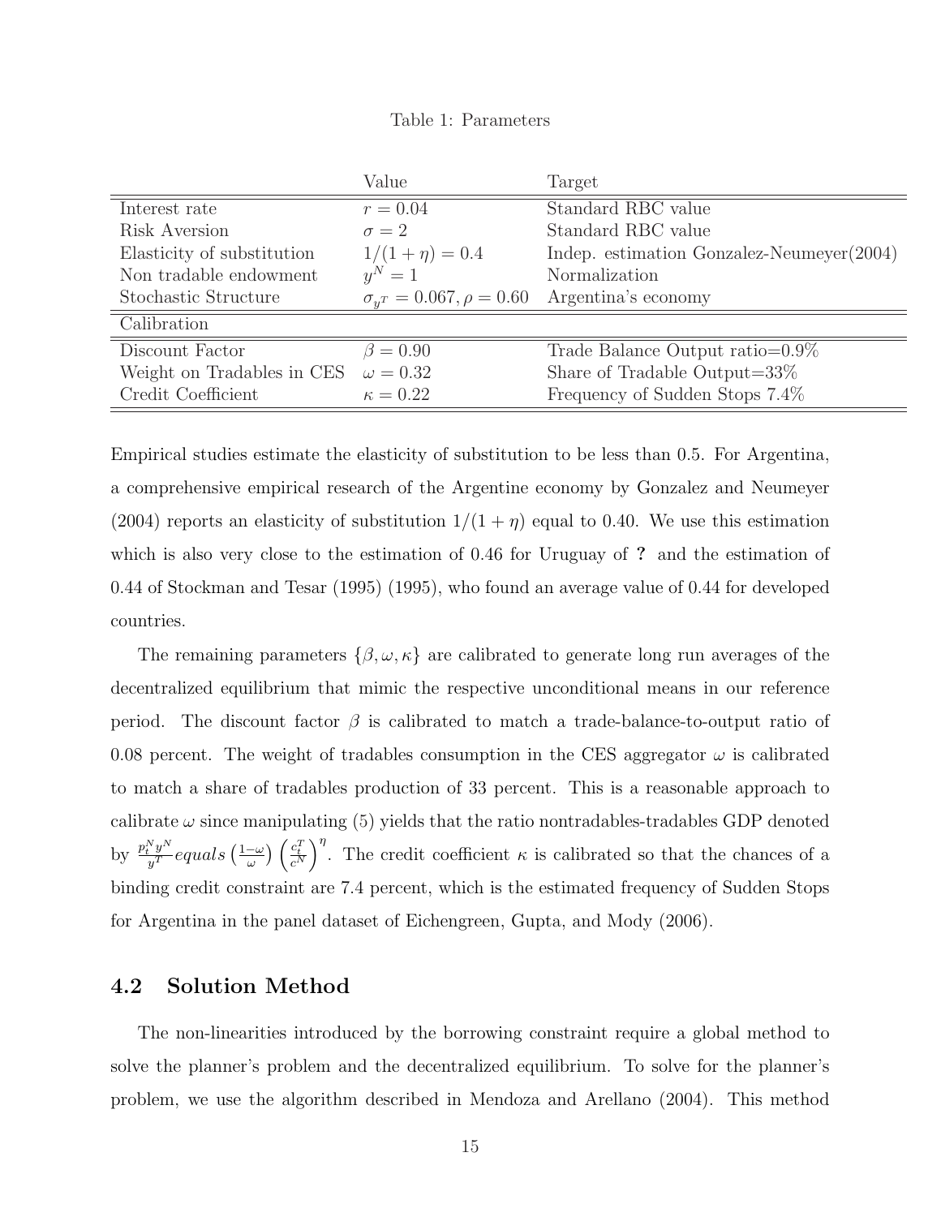Table 1: Parameters

| | Value | Target |
|---|---|---|
| Interest rate | $r = 0.04$ | Standard RBC value |
| Risk Aversion | $\sigma = 2$ | Standard RBC value |
| Elasticity of substitution | $1/(1+\eta) = 0.4$ | Indep. estimation Gonzalez-Neumeyer(2004) |
| Non tradable endowment | $y^N = 1$ | Normalization |
| Stochastic Structure | $\sigma_{y^T} = 0.067, \rho = 0.60$ | Argentina's economy |
| Calibration | | |
| Discount Factor | $\beta = 0.90$ | Trade Balance Output ratio=0.9% |
| Weight on Tradables in CES | $\omega = 0.32$ | Share of Tradable Output=33% |
| Credit Coefficient | $\kappa = 0.22$ | Frequency of Sudden Stops 7.4% |

Empirical studies estimate the elasticity of substitution to be less than 0.5. For Argentina, a comprehensive empirical research of the Argentine economy by Gonzalez and Neumeyer (2004) reports an elasticity of substitution $1/(1+\eta)$ equal to 0.40. We use this estimation which is also very close to the estimation of 0.46 for Uruguay of **?** and the estimation of 0.44 of Stockman and Tesar (1995) (1995), who found an average value of 0.44 for developed countries.

The remaining parameters $\{\beta, \omega, \kappa\}$ are calibrated to generate long run averages of the decentralized equilibrium that mimic the respective unconditional means in our reference period. The discount factor $\beta$ is calibrated to match a trade-balance-to-output ratio of 0.08 percent. The weight of tradables consumption in the CES aggregator $\omega$ is calibrated to match a share of tradables production of 33 percent. This is a reasonable approach to calibrate $\omega$ since manipulating (5) yields that the ratio nontradables-tradables GDP denoted by $\frac{p_t^N y^N}{y^T} equals \left(\frac{1-\omega}{\omega}\right)\left(\frac{c_t^T}{c^N}\right)^{\eta}$. The credit coefficient $\kappa$ is calibrated so that the chances of a binding credit constraint are 7.4 percent, which is the estimated frequency of Sudden Stops for Argentina in the panel dataset of Eichengreen, Gupta, and Mody (2006).

## 4.2 Solution Method

The non-linearities introduced by the borrowing constraint require a global method to solve the planner's problem and the decentralized equilibrium. To solve for the planner's problem, we use the algorithm described in Mendoza and Arellano (2004). This method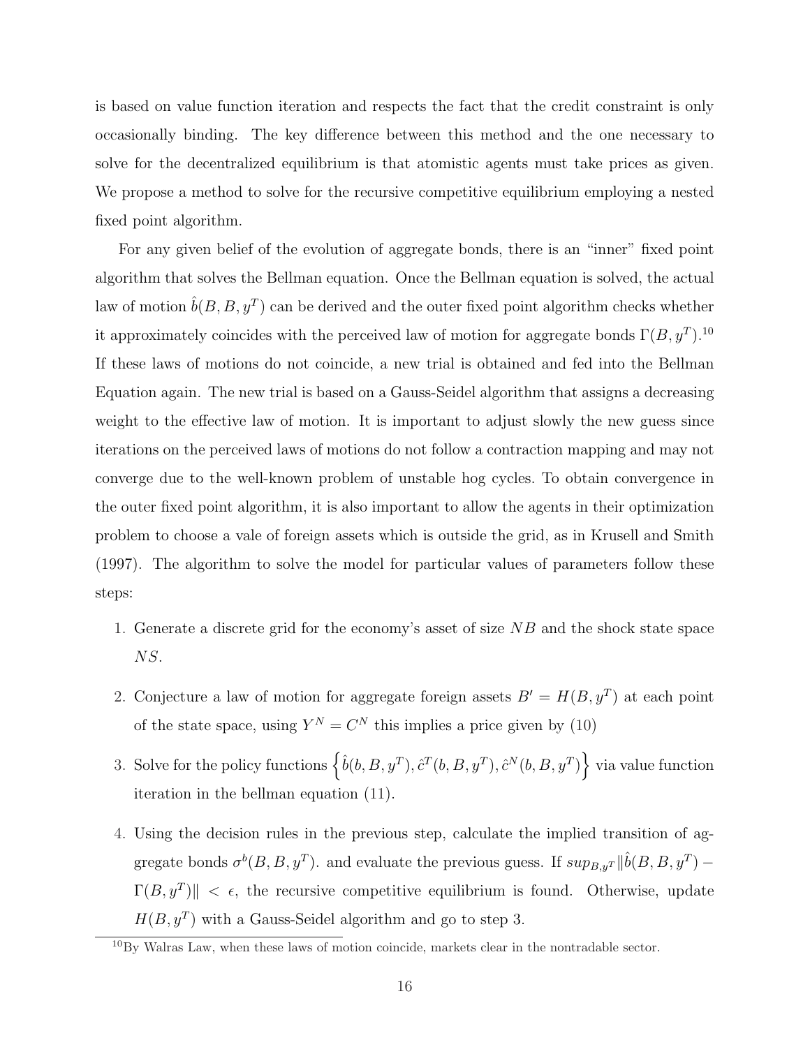is based on value function iteration and respects the fact that the credit constraint is only occasionally binding. The key difference between this method and the one necessary to solve for the decentralized equilibrium is that atomistic agents must take prices as given. We propose a method to solve for the recursive competitive equilibrium employing a nested fixed point algorithm.

For any given belief of the evolution of aggregate bonds, there is an "inner" fixed point algorithm that solves the Bellman equation. Once the Bellman equation is solved, the actual law of motion $\hat{b}(B, B, y^T)$ can be derived and the outer fixed point algorithm checks whether it approximately coincides with the perceived law of motion for aggregate bonds $\Gamma(B, y^T)$.[10] If these laws of motions do not coincide, a new trial is obtained and fed into the Bellman Equation again. The new trial is based on a Gauss-Seidel algorithm that assigns a decreasing weight to the effective law of motion. It is important to adjust slowly the new guess since iterations on the perceived laws of motions do not follow a contraction mapping and may not converge due to the well-known problem of unstable hog cycles. To obtain convergence in the outer fixed point algorithm, it is also important to allow the agents in their optimization problem to choose a vale of foreign assets which is outside the grid, as in Krusell and Smith (1997). The algorithm to solve the model for particular values of parameters follow these steps:

1. Generate a discrete grid for the economy's asset of size $NB$ and the shock state space $NS$.
2. Conjecture a law of motion for aggregate foreign assets $B' = H(B, y^T)$ at each point of the state space, using $Y^N = C^N$ this implies a price given by (10)
3. Solve for the policy functions $\left\{\hat{b}(b, B, y^T), \hat{c}^T(b, B, y^T), \hat{c}^N(b, B, y^T)\right\}$ via value function iteration in the bellman equation (11).
4. Using the decision rules in the previous step, calculate the implied transition of aggregate bonds $\sigma^b(B, B, y^T)$. and evaluate the previous guess. If $sup_{B,y^T}\|\hat{b}(B, B, y^T) - \Gamma(B, y^T)\| < \epsilon$, the recursive competitive equilibrium is found. Otherwise, update $H(B, y^T)$ with a Gauss-Seidel algorithm and go to step 3.

[10] By Walras Law, when these laws of motion coincide, markets clear in the nontradable sector.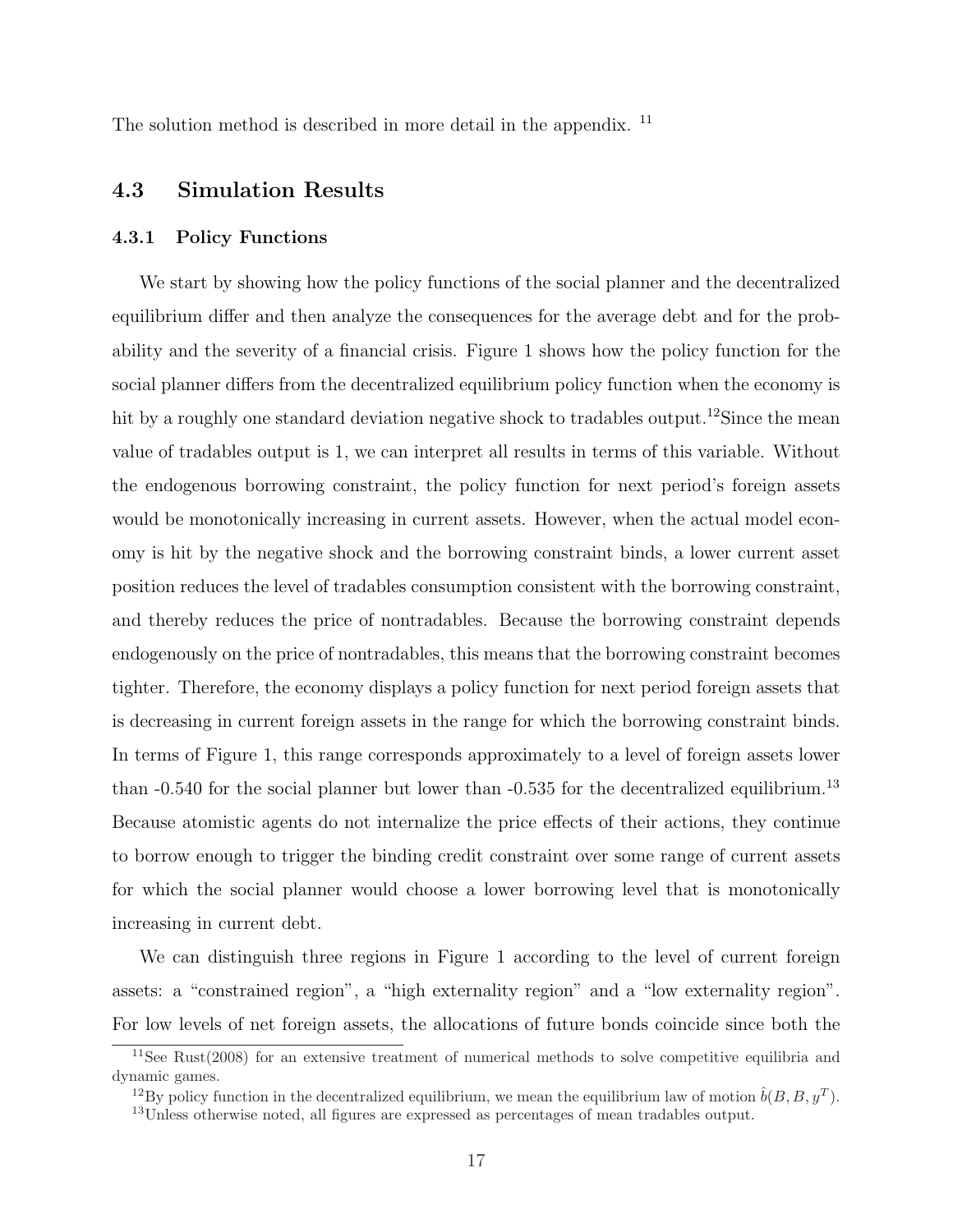The solution method is described in more detail in the appendix. [11]

### 4.3 Simulation Results

#### 4.3.1 Policy Functions

We start by showing how the policy functions of the social planner and the decentralized equilibrium differ and then analyze the consequences for the average debt and for the probability and the severity of a financial crisis. Figure 1 shows how the policy function for the social planner differs from the decentralized equilibrium policy function when the economy is hit by a roughly one standard deviation negative shock to tradables output.[12]Since the mean value of tradables output is 1, we can interpret all results in terms of this variable. Without the endogenous borrowing constraint, the policy function for next period's foreign assets would be monotonically increasing in current assets. However, when the actual model economy is hit by the negative shock and the borrowing constraint binds, a lower current asset position reduces the level of tradables consumption consistent with the borrowing constraint, and thereby reduces the price of nontradables. Because the borrowing constraint depends endogenously on the price of nontradables, this means that the borrowing constraint becomes tighter. Therefore, the economy displays a policy function for next period foreign assets that is decreasing in current foreign assets in the range for which the borrowing constraint binds. In terms of Figure 1, this range corresponds approximately to a level of foreign assets lower than -0.540 for the social planner but lower than -0.535 for the decentralized equilibrium.[13] Because atomistic agents do not internalize the price effects of their actions, they continue to borrow enough to trigger the binding credit constraint over some range of current assets for which the social planner would choose a lower borrowing level that is monotonically increasing in current debt.

We can distinguish three regions in Figure 1 according to the level of current foreign assets: a "constrained region", a "high externality region" and a "low externality region". For low levels of net foreign assets, the allocations of future bonds coincide since both the

[11] See Rust(2008) for an extensive treatment of numerical methods to solve competitive equilibria and dynamic games.

[12] By policy function in the decentralized equilibrium, we mean the equilibrium law of motion $\hat{b}(B, B, y^T)$.

[13] Unless otherwise noted, all figures are expressed as percentages of mean tradables output.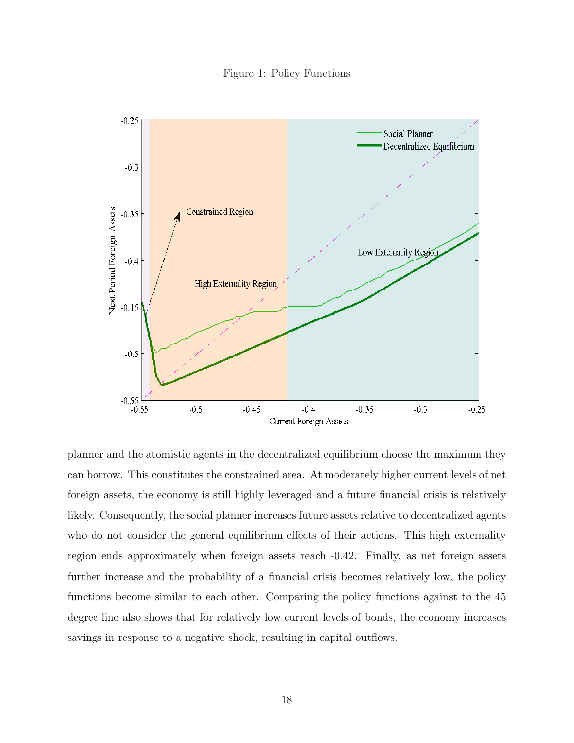Figure 1: Policy Functions

planner and the atomistic agents in the decentralized equilibrium choose the maximum they can borrow. This constitutes the constrained area. At moderately higher current levels of net foreign assets, the economy is still highly leveraged and a future financial crisis is relatively likely. Consequently, the social planner increases future assets relative to decentralized agents who do not consider the general equilibrium effects of their actions. This high externality region ends approximately when foreign assets reach -0.42. Finally, as net foreign assets further increase and the probability of a financial crisis becomes relatively low, the policy functions become similar to each other. Comparing the policy functions against to the 45 degree line also shows that for relatively low current levels of bonds, the economy increases savings in response to a negative shock, resulting in capital outflows.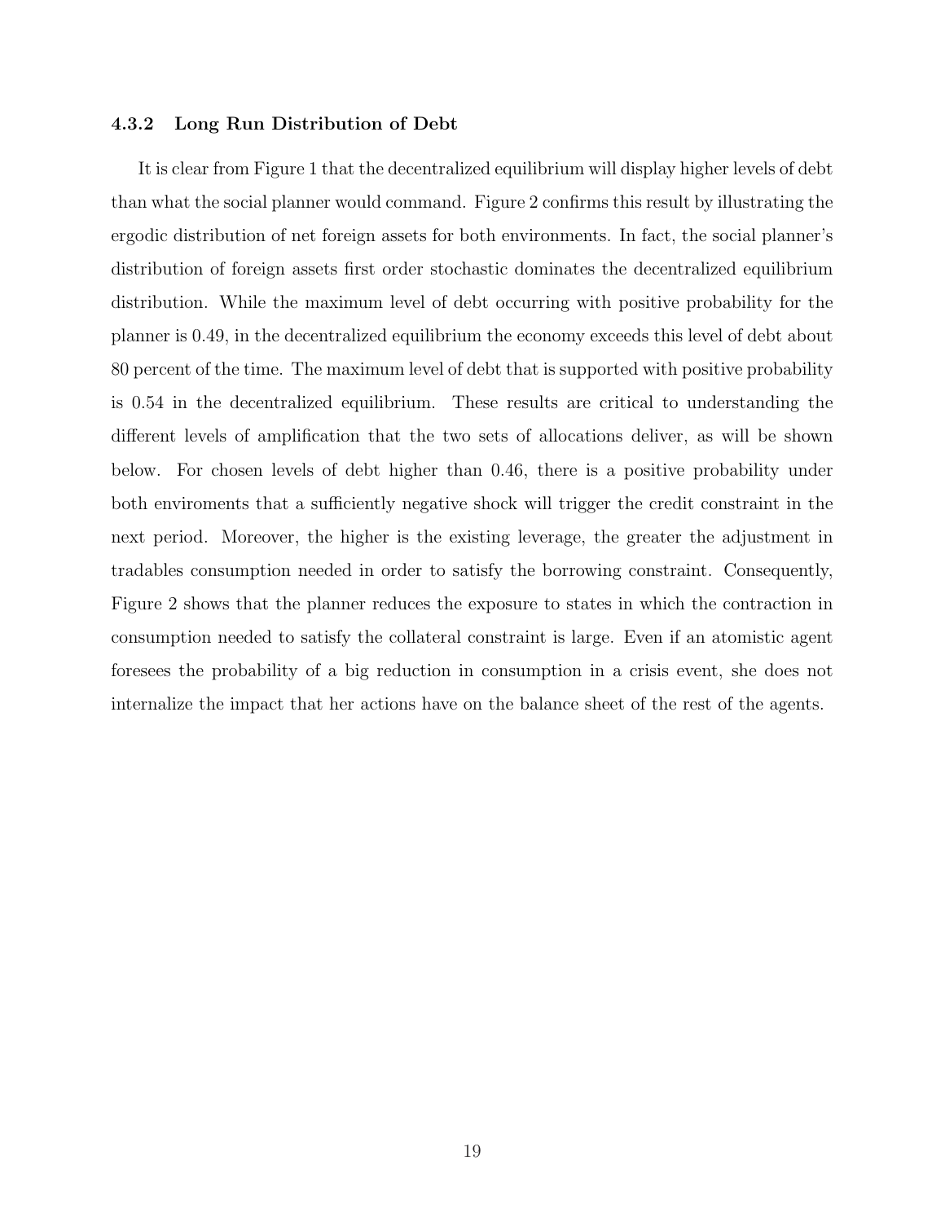### 4.3.2 Long Run Distribution of Debt

It is clear from Figure 1 that the decentralized equilibrium will display higher levels of debt than what the social planner would command. Figure 2 confirms this result by illustrating the ergodic distribution of net foreign assets for both environments. In fact, the social planner's distribution of foreign assets first order stochastic dominates the decentralized equilibrium distribution. While the maximum level of debt occurring with positive probability for the planner is 0.49, in the decentralized equilibrium the economy exceeds this level of debt about 80 percent of the time. The maximum level of debt that is supported with positive probability is 0.54 in the decentralized equilibrium. These results are critical to understanding the different levels of amplification that the two sets of allocations deliver, as will be shown below. For chosen levels of debt higher than 0.46, there is a positive probability under both enviroments that a sufficiently negative shock will trigger the credit constraint in the next period. Moreover, the higher is the existing leverage, the greater the adjustment in tradables consumption needed in order to satisfy the borrowing constraint. Consequently, Figure 2 shows that the planner reduces the exposure to states in which the contraction in consumption needed to satisfy the collateral constraint is large. Even if an atomistic agent foresees the probability of a big reduction in consumption in a crisis event, she does not internalize the impact that her actions have on the balance sheet of the rest of the agents.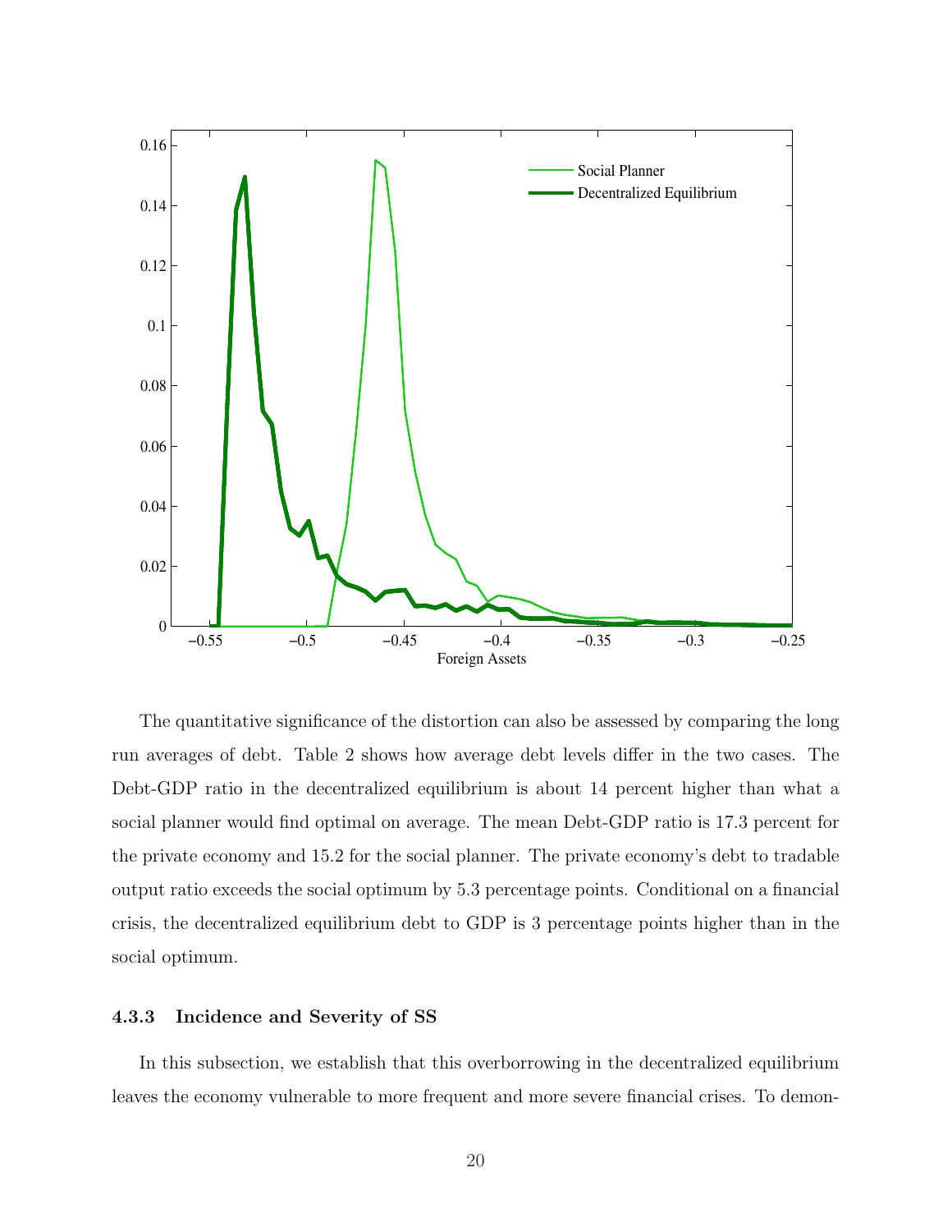The quantitative significance of the distortion can also be assessed by comparing the long run averages of debt. Table 2 shows how average debt levels differ in the two cases. The Debt-GDP ratio in the decentralized equilibrium is about 14 percent higher than what a social planner would find optimal on average. The mean Debt-GDP ratio is 17.3 percent for the private economy and 15.2 for the social planner. The private economy's debt to tradable output ratio exceeds the social optimum by 5.3 percentage points. Conditional on a financial crisis, the decentralized equilibrium debt to GDP is 3 percentage points higher than in the social optimum.

### 4.3.3 Incidence and Severity of SS

In this subsection, we establish that this overborrowing in the decentralized equilibrium leaves the economy vulnerable to more frequent and more severe financial crises. To demon-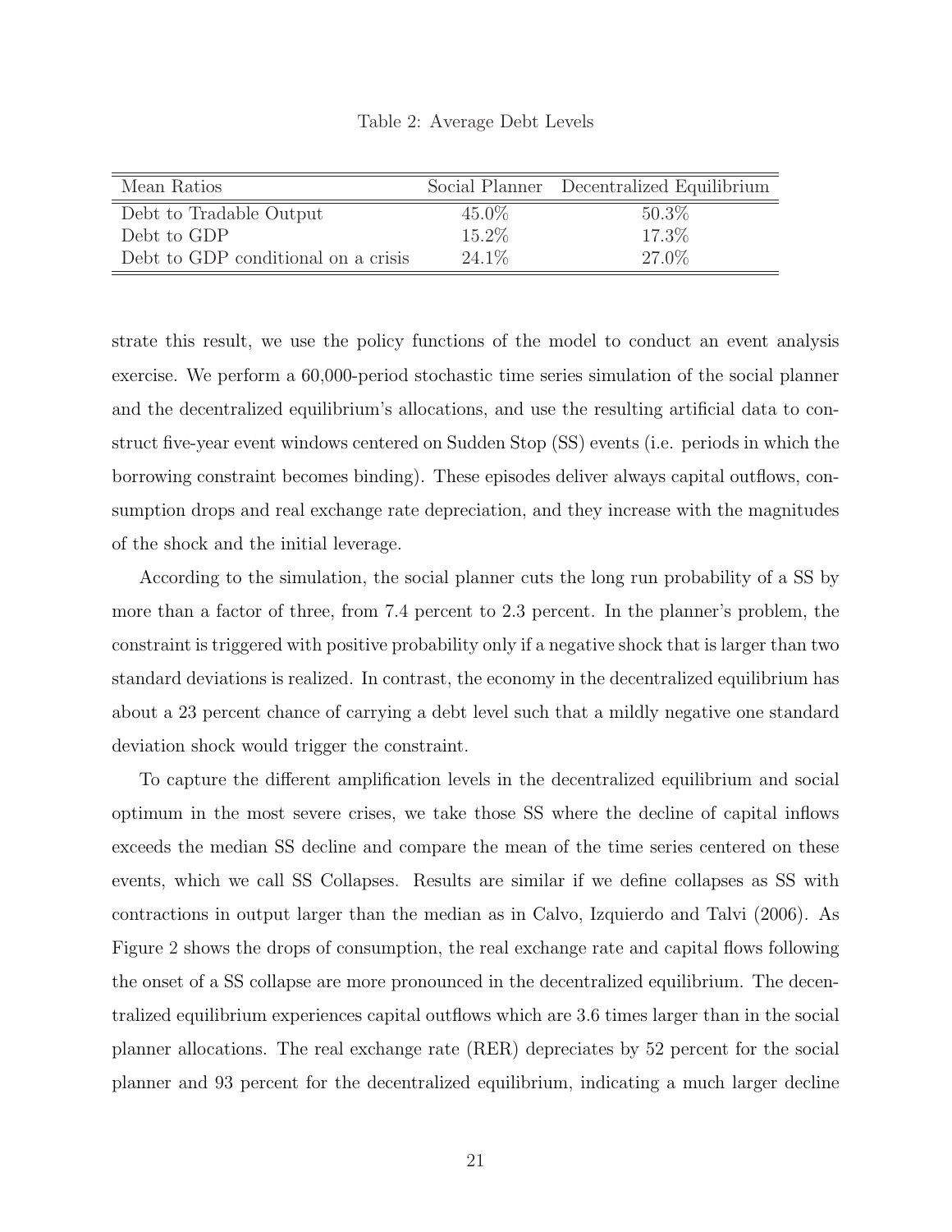Table 2: Average Debt Levels

| Mean Ratios | Social Planner | Decentralized Equilibrium |
|---|---|---|
| Debt to Tradable Output | 45.0% | 50.3% |
| Debt to GDP | 15.2% | 17.3% |
| Debt to GDP conditional on a crisis | 24.1% | 27.0% |

strate this result, we use the policy functions of the model to conduct an event analysis exercise. We perform a 60,000-period stochastic time series simulation of the social planner and the decentralized equilibrium's allocations, and use the resulting artificial data to construct five-year event windows centered on Sudden Stop (SS) events (i.e. periods in which the borrowing constraint becomes binding). These episodes deliver always capital outflows, consumption drops and real exchange rate depreciation, and they increase with the magnitudes of the shock and the initial leverage.

According to the simulation, the social planner cuts the long run probability of a SS by more than a factor of three, from 7.4 percent to 2.3 percent. In the planner's problem, the constraint is triggered with positive probability only if a negative shock that is larger than two standard deviations is realized. In contrast, the economy in the decentralized equilibrium has about a 23 percent chance of carrying a debt level such that a mildly negative one standard deviation shock would trigger the constraint.

To capture the different amplification levels in the decentralized equilibrium and social optimum in the most severe crises, we take those SS where the decline of capital inflows exceeds the median SS decline and compare the mean of the time series centered on these events, which we call SS Collapses. Results are similar if we define collapses as SS with contractions in output larger than the median as in Calvo, Izquierdo and Talvi (2006). As Figure 2 shows the drops of consumption, the real exchange rate and capital flows following the onset of a SS collapse are more pronounced in the decentralized equilibrium. The decentralized equilibrium experiences capital outflows which are 3.6 times larger than in the social planner allocations. The real exchange rate (RER) depreciates by 52 percent for the social planner and 93 percent for the decentralized equilibrium, indicating a much larger decline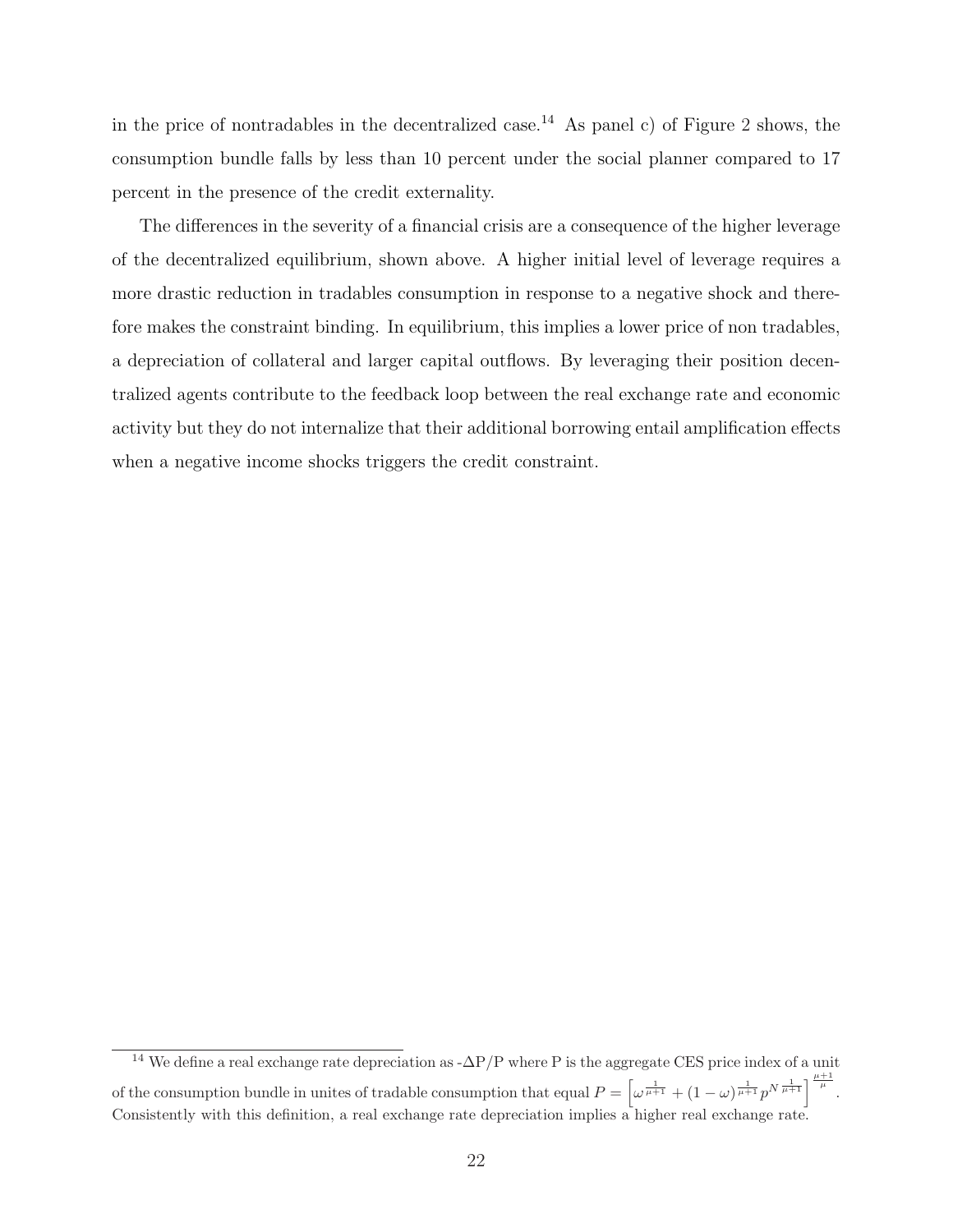in the price of nontradables in the decentralized case.[14] As panel c) of Figure 2 shows, the consumption bundle falls by less than 10 percent under the social planner compared to 17 percent in the presence of the credit externality.

The differences in the severity of a financial crisis are a consequence of the higher leverage of the decentralized equilibrium, shown above. A higher initial level of leverage requires a more drastic reduction in tradables consumption in response to a negative shock and therefore makes the constraint binding. In equilibrium, this implies a lower price of non tradables, a depreciation of collateral and larger capital outflows. By leveraging their position decentralized agents contribute to the feedback loop between the real exchange rate and economic activity but they do not internalize that their additional borrowing entail amplification effects when a negative income shocks triggers the credit constraint.

---

[14] We define a real exchange rate depreciation as -ΔP/P where P is the aggregate CES price index of a unit of the consumption bundle in unites of tradable consumption that equal $P = \left[\omega^{\frac{1}{\mu+1}} + (1-\omega)^{\frac{1}{\mu+1}} p^{N\,\frac{1}{\mu+1}}\right]^{\frac{\mu+1}{\mu}}$. Consistently with this definition, a real exchange rate depreciation implies a higher real exchange rate.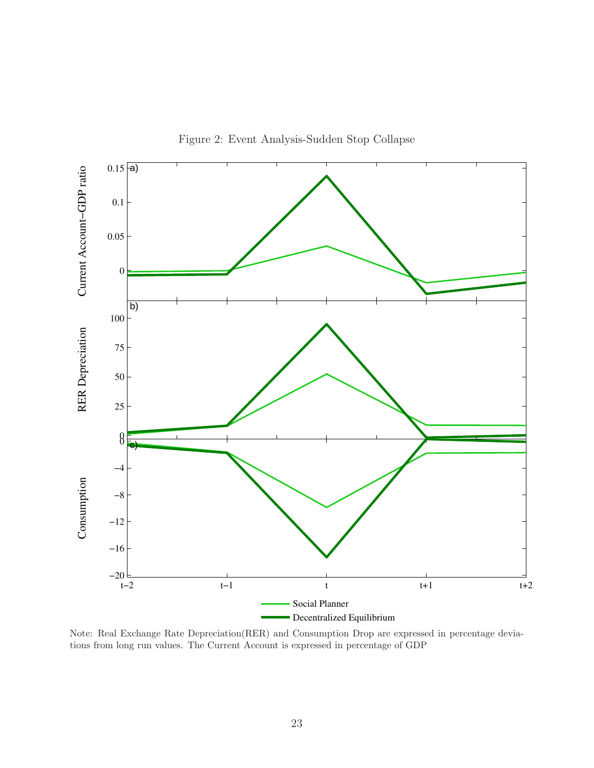Figure 2: Event Analysis-Sudden Stop Collapse

Note: Real Exchange Rate Depreciation(RER) and Consumption Drop are expressed in percentage deviations from long run values. The Current Account is expressed in percentage of GDP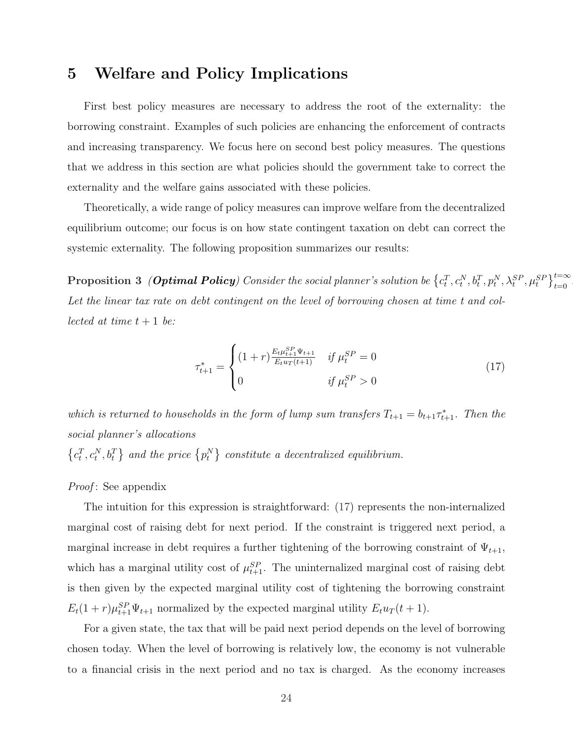# 5 Welfare and Policy Implications

First best policy measures are necessary to address the root of the externality: the borrowing constraint. Examples of such policies are enhancing the enforcement of contracts and increasing transparency. We focus here on second best policy measures. The questions that we address in this section are what policies should the government take to correct the externality and the welfare gains associated with these policies.

Theoretically, a wide range of policy measures can improve welfare from the decentralized equilibrium outcome; our focus is on how state contingent taxation on debt can correct the systemic externality. The following proposition summarizes our results:

**Proposition 3** ***(Optimal Policy)*** *Consider the social planner's solution be* $\left\{c_t^T, c_t^N, b_t^T, p_t^N, \lambda_t^{SP}, \mu_t^{SP}\right\}_{t=0}^{t=\infty}$. *Let the linear tax rate on debt contingent on the level of borrowing chosen at time t and collected at time t + 1 be:*

$$\tau_{t+1}^* = \begin{cases} (1+r)\frac{E_t \mu_{t+1}^{SP} \Psi_{t+1}}{E_t u_T(t+1)} & \text{if } \mu_t^{SP} = 0 \\ 0 & \text{if } \mu_t^{SP} > 0 \end{cases} \tag{17}$$

*which is returned to households in the form of lump sum transfers* $T_{t+1} = b_{t+1}\tau_{t+1}^*$. *Then the social planner's allocations* $\left\{c_t^T, c_t^N, b_t^T\right\}$ *and the price* $\left\{p_t^N\right\}$ *constitute a decentralized equilibrium.*

*Proof*: See appendix

The intuition for this expression is straightforward: (17) represents the non-internalized marginal cost of raising debt for next period. If the constraint is triggered next period, a marginal increase in debt requires a further tightening of the borrowing constraint of $\Psi_{t+1}$, which has a marginal utility cost of $\mu_{t+1}^{SP}$. The uninternalized marginal cost of raising debt is then given by the expected marginal utility cost of tightening the borrowing constraint $E_t(1+r)\mu_{t+1}^{SP}\Psi_{t+1}$ normalized by the expected marginal utility $E_t u_T(t+1)$.

For a given state, the tax that will be paid next period depends on the level of borrowing chosen today. When the level of borrowing is relatively low, the economy is not vulnerable to a financial crisis in the next period and no tax is charged. As the economy increases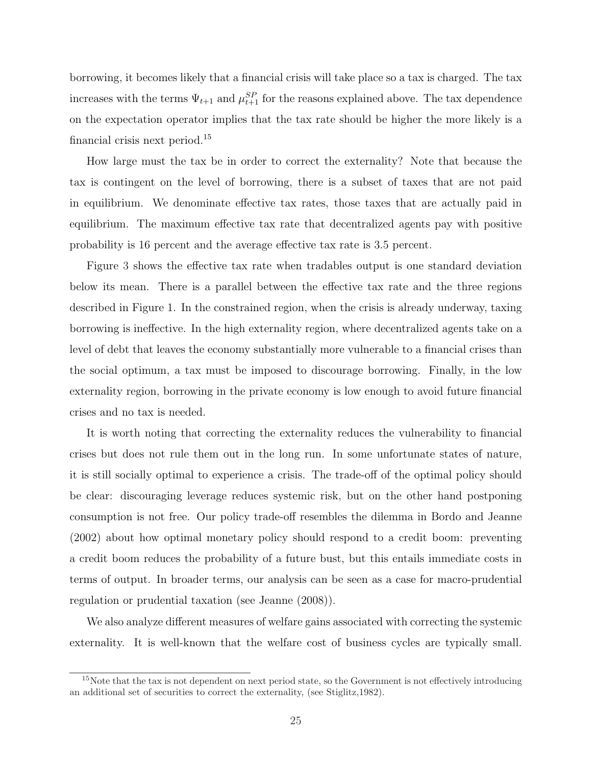borrowing, it becomes likely that a financial crisis will take place so a tax is charged. The tax increases with the terms $\Psi_{t+1}$ and $\mu_{t+1}^{SP}$ for the reasons explained above. The tax dependence on the expectation operator implies that the tax rate should be higher the more likely is a financial crisis next period.[15]

How large must the tax be in order to correct the externality? Note that because the tax is contingent on the level of borrowing, there is a subset of taxes that are not paid in equilibrium. We denominate effective tax rates, those taxes that are actually paid in equilibrium. The maximum effective tax rate that decentralized agents pay with positive probability is 16 percent and the average effective tax rate is 3.5 percent.

Figure 3 shows the effective tax rate when tradables output is one standard deviation below its mean. There is a parallel between the effective tax rate and the three regions described in Figure 1. In the constrained region, when the crisis is already underway, taxing borrowing is ineffective. In the high externality region, where decentralized agents take on a level of debt that leaves the economy substantially more vulnerable to a financial crises than the social optimum, a tax must be imposed to discourage borrowing. Finally, in the low externality region, borrowing in the private economy is low enough to avoid future financial crises and no tax is needed.

It is worth noting that correcting the externality reduces the vulnerability to financial crises but does not rule them out in the long run. In some unfortunate states of nature, it is still socially optimal to experience a crisis. The trade-off of the optimal policy should be clear: discouraging leverage reduces systemic risk, but on the other hand postponing consumption is not free. Our policy trade-off resembles the dilemma in Bordo and Jeanne (2002) about how optimal monetary policy should respond to a credit boom: preventing a credit boom reduces the probability of a future bust, but this entails immediate costs in terms of output. In broader terms, our analysis can be seen as a case for macro-prudential regulation or prudential taxation (see Jeanne (2008)).

We also analyze different measures of welfare gains associated with correcting the systemic externality. It is well-known that the welfare cost of business cycles are typically small.

[15] Note that the tax is not dependent on next period state, so the Government is not effectively introducing an additional set of securities to correct the externality, (see Stiglitz,1982).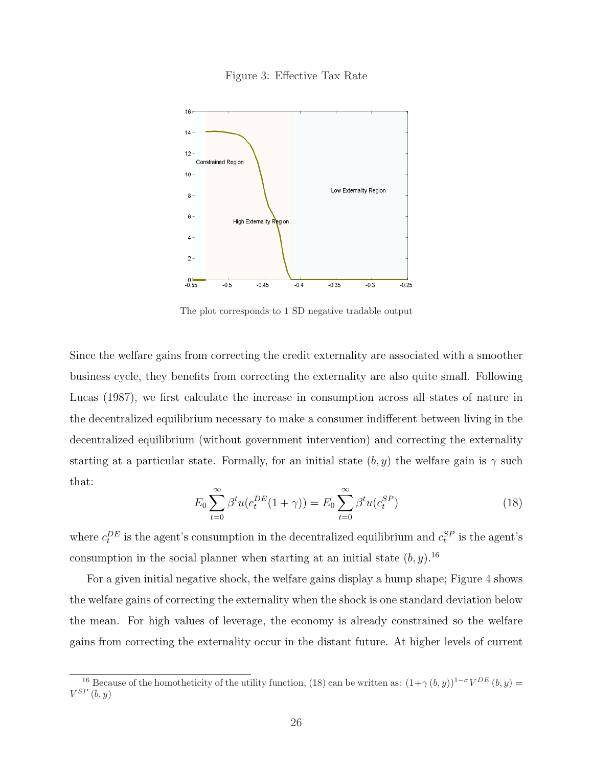Figure 3: Effective Tax Rate

The plot corresponds to 1 SD negative tradable output

Since the welfare gains from correcting the credit externality are associated with a smoother business cycle, they benefits from correcting the externality are also quite small. Following Lucas (1987), we first calculate the increase in consumption across all states of nature in the decentralized equilibrium necessary to make a consumer indifferent between living in the decentralized equilibrium (without government intervention) and correcting the externality starting at a particular state. Formally, for an initial state $(b, y)$ the welfare gain is $\gamma$ such that:

$$E_0 \sum_{t=0}^{\infty} \beta^t u(c_t^{DE}(1+\gamma)) = E_0 \sum_{t=0}^{\infty} \beta^t u(c_t^{SP}) \tag{18}$$

where $c_t^{DE}$ is the agent's consumption in the decentralized equilibrium and $c_t^{SP}$ is the agent's consumption in the social planner when starting at an initial state $(b, y)$.[16]

For a given initial negative shock, the welfare gains display a hump shape; Figure 4 shows the welfare gains of correcting the externality when the shock is one standard deviation below the mean. For high values of leverage, the economy is already constrained so the welfare gains from correcting the externality occur in the distant future. At higher levels of current

[16] Because of the homotheticity of the utility function, (18) can be written as: $(1+\gamma(b,y))^{1-\sigma} V^{DE}(b,y) = V^{SP}(b,y)$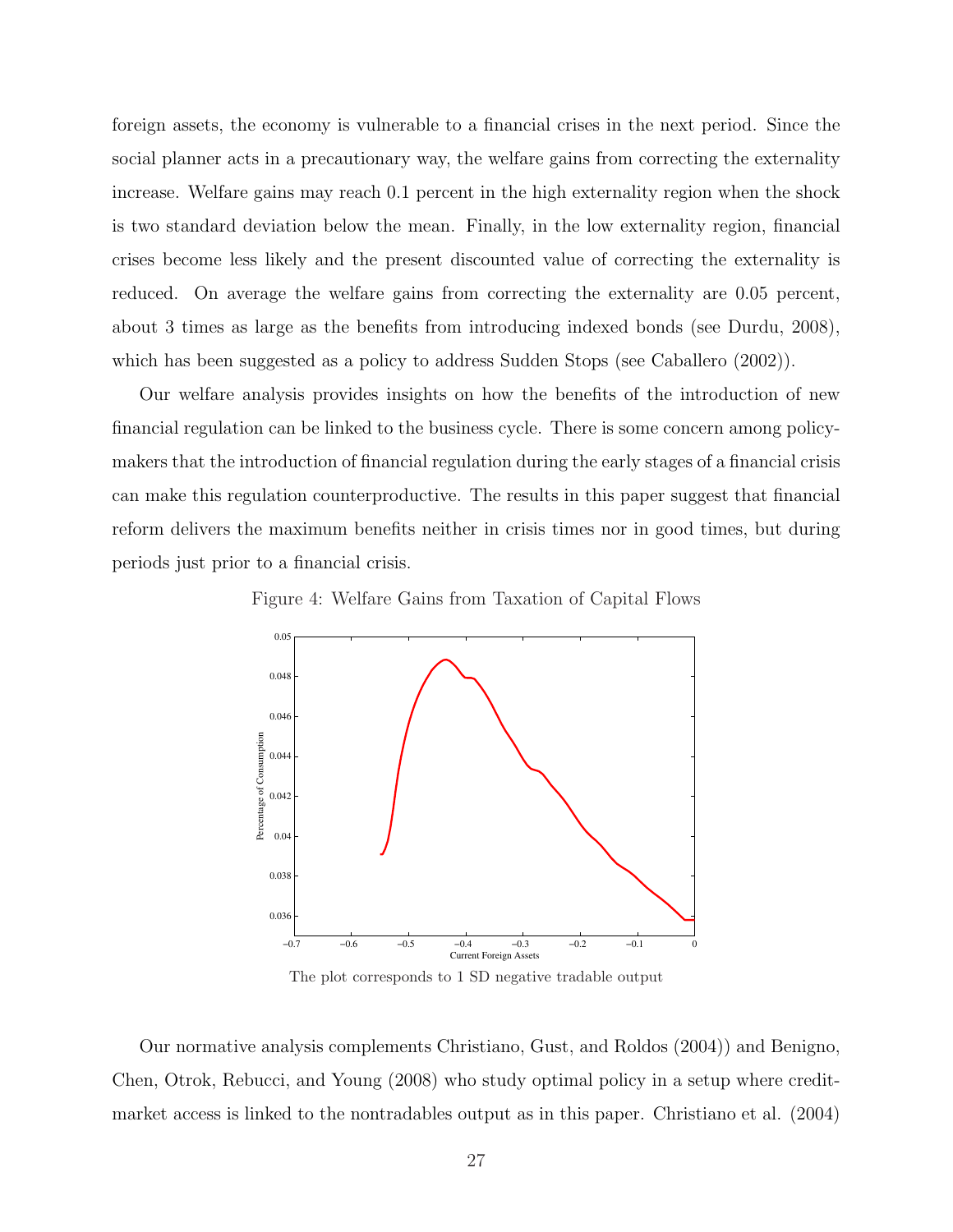foreign assets, the economy is vulnerable to a financial crises in the next period. Since the social planner acts in a precautionary way, the welfare gains from correcting the externality increase. Welfare gains may reach 0.1 percent in the high externality region when the shock is two standard deviation below the mean. Finally, in the low externality region, financial crises become less likely and the present discounted value of correcting the externality is reduced. On average the welfare gains from correcting the externality are 0.05 percent, about 3 times as large as the benefits from introducing indexed bonds (see Durdu, 2008), which has been suggested as a policy to address Sudden Stops (see Caballero (2002)).

Our welfare analysis provides insights on how the benefits of the introduction of new financial regulation can be linked to the business cycle. There is some concern among policy-makers that the introduction of financial regulation during the early stages of a financial crisis can make this regulation counterproductive. The results in this paper suggest that financial reform delivers the maximum benefits neither in crisis times nor in good times, but during periods just prior to a financial crisis.

Figure 4: Welfare Gains from Taxation of Capital Flows

The plot corresponds to 1 SD negative tradable output

Our normative analysis complements Christiano, Gust, and Roldos (2004)) and Benigno, Chen, Otrok, Rebucci, and Young (2008) who study optimal policy in a setup where credit-market access is linked to the nontradables output as in this paper. Christiano et al. (2004)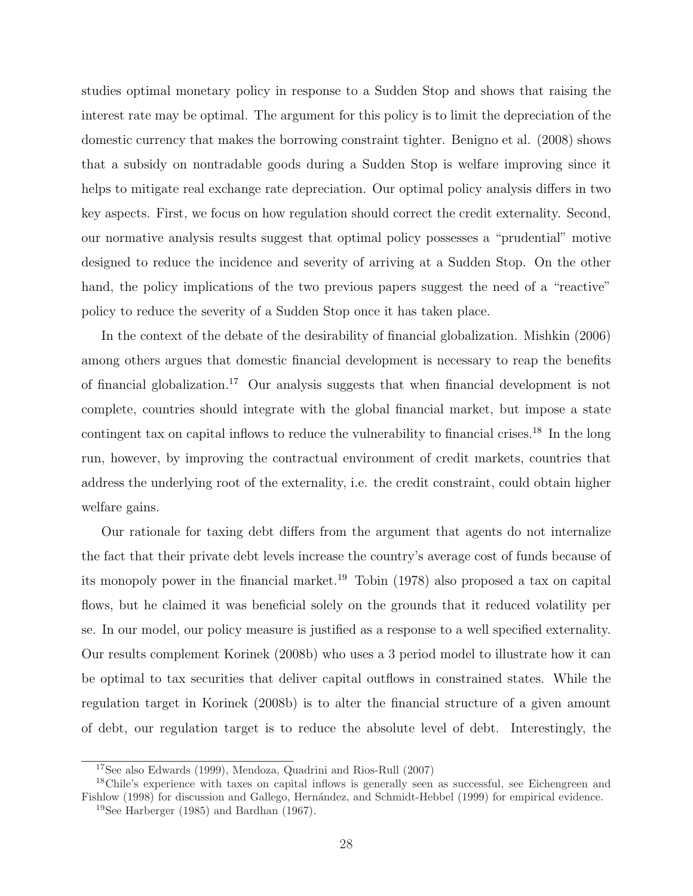studies optimal monetary policy in response to a Sudden Stop and shows that raising the interest rate may be optimal. The argument for this policy is to limit the depreciation of the domestic currency that makes the borrowing constraint tighter. Benigno et al. (2008) shows that a subsidy on nontradable goods during a Sudden Stop is welfare improving since it helps to mitigate real exchange rate depreciation. Our optimal policy analysis differs in two key aspects. First, we focus on how regulation should correct the credit externality. Second, our normative analysis results suggest that optimal policy possesses a "prudential" motive designed to reduce the incidence and severity of arriving at a Sudden Stop. On the other hand, the policy implications of the two previous papers suggest the need of a "reactive" policy to reduce the severity of a Sudden Stop once it has taken place.

In the context of the debate of the desirability of financial globalization. Mishkin (2006) among others argues that domestic financial development is necessary to reap the benefits of financial globalization.[17] Our analysis suggests that when financial development is not complete, countries should integrate with the global financial market, but impose a state contingent tax on capital inflows to reduce the vulnerability to financial crises.[18] In the long run, however, by improving the contractual environment of credit markets, countries that address the underlying root of the externality, i.e. the credit constraint, could obtain higher welfare gains.

Our rationale for taxing debt differs from the argument that agents do not internalize the fact that their private debt levels increase the country's average cost of funds because of its monopoly power in the financial market.[19] Tobin (1978) also proposed a tax on capital flows, but he claimed it was beneficial solely on the grounds that it reduced volatility per se. In our model, our policy measure is justified as a response to a well specified externality. Our results complement Korinek (2008b) who uses a 3 period model to illustrate how it can be optimal to tax securities that deliver capital outflows in constrained states. While the regulation target in Korinek (2008b) is to alter the financial structure of a given amount of debt, our regulation target is to reduce the absolute level of debt. Interestingly, the

[17] See also Edwards (1999), Mendoza, Quadrini and Rios-Rull (2007)

[18] Chile's experience with taxes on capital inflows is generally seen as successful, see Eichengreen and Fishlow (1998) for discussion and Gallego, Hernández, and Schmidt-Hebbel (1999) for empirical evidence.

[19] See Harberger (1985) and Bardhan (1967).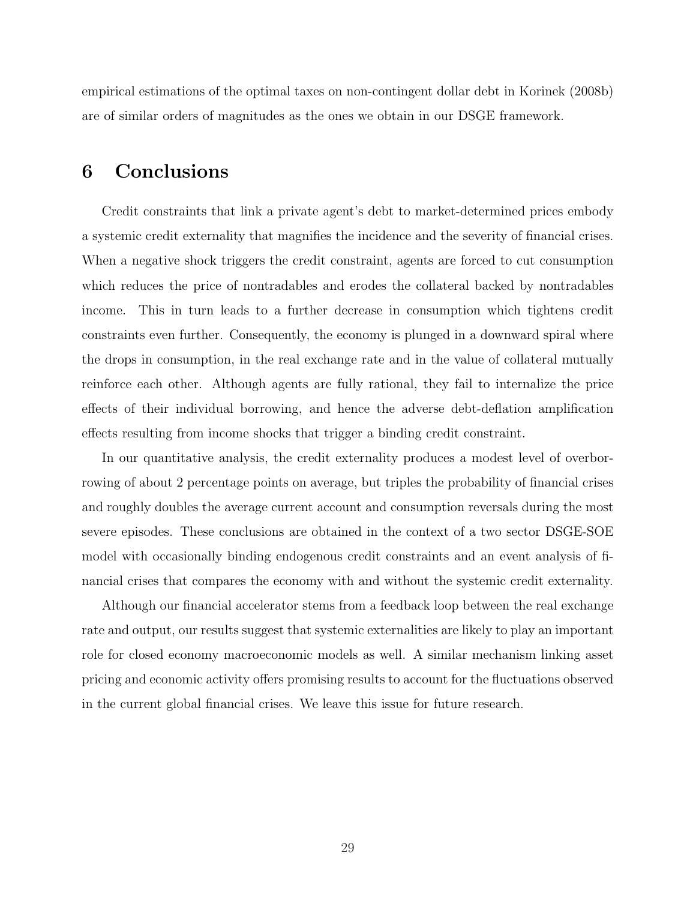empirical estimations of the optimal taxes on non-contingent dollar debt in Korinek (2008b) are of similar orders of magnitudes as the ones we obtain in our DSGE framework.

# 6 Conclusions

Credit constraints that link a private agent's debt to market-determined prices embody a systemic credit externality that magnifies the incidence and the severity of financial crises. When a negative shock triggers the credit constraint, agents are forced to cut consumption which reduces the price of nontradables and erodes the collateral backed by nontradables income. This in turn leads to a further decrease in consumption which tightens credit constraints even further. Consequently, the economy is plunged in a downward spiral where the drops in consumption, in the real exchange rate and in the value of collateral mutually reinforce each other. Although agents are fully rational, they fail to internalize the price effects of their individual borrowing, and hence the adverse debt-deflation amplification effects resulting from income shocks that trigger a binding credit constraint.

In our quantitative analysis, the credit externality produces a modest level of overborrowing of about 2 percentage points on average, but triples the probability of financial crises and roughly doubles the average current account and consumption reversals during the most severe episodes. These conclusions are obtained in the context of a two sector DSGE-SOE model with occasionally binding endogenous credit constraints and an event analysis of financial crises that compares the economy with and without the systemic credit externality.

Although our financial accelerator stems from a feedback loop between the real exchange rate and output, our results suggest that systemic externalities are likely to play an important role for closed economy macroeconomic models as well. A similar mechanism linking asset pricing and economic activity offers promising results to account for the fluctuations observed in the current global financial crises. We leave this issue for future research.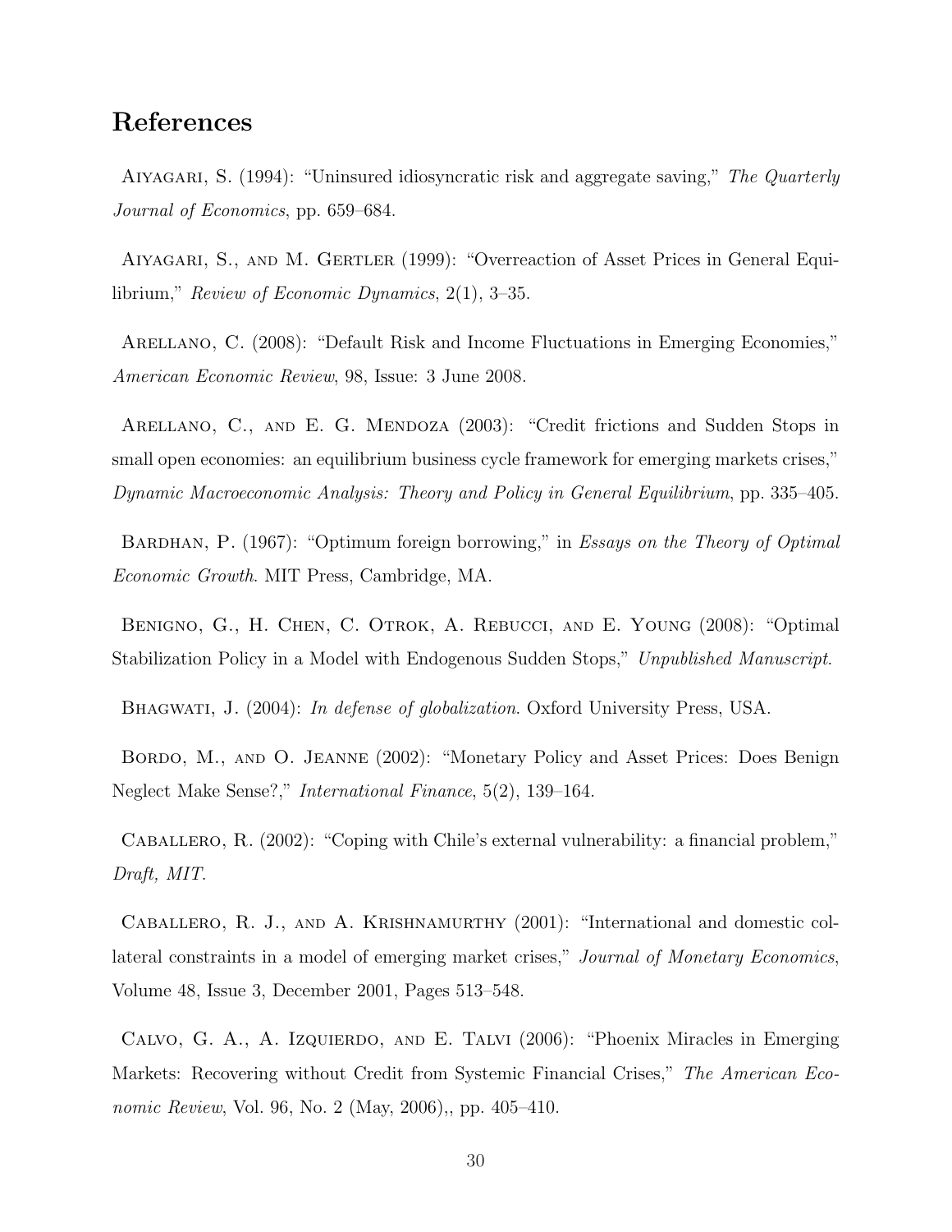## References

Aiyagari, S. (1994): "Uninsured idiosyncratic risk and aggregate saving," *The Quarterly Journal of Economics*, pp. 659–684.

Aiyagari, S., and M. Gertler (1999): "Overreaction of Asset Prices in General Equilibrium," *Review of Economic Dynamics*, 2(1), 3–35.

Arellano, C. (2008): "Default Risk and Income Fluctuations in Emerging Economies," *American Economic Review*, 98, Issue: 3 June 2008.

Arellano, C., and E. G. Mendoza (2003): "Credit frictions and Sudden Stops in small open economies: an equilibrium business cycle framework for emerging markets crises," *Dynamic Macroeconomic Analysis: Theory and Policy in General Equilibrium*, pp. 335–405.

Bardhan, P. (1967): "Optimum foreign borrowing," in *Essays on the Theory of Optimal Economic Growth*. MIT Press, Cambridge, MA.

Benigno, G., H. Chen, C. Otrok, A. Rebucci, and E. Young (2008): "Optimal Stabilization Policy in a Model with Endogenous Sudden Stops," *Unpublished Manuscript*.

Bhagwati, J. (2004): *In defense of globalization*. Oxford University Press, USA.

Bordo, M., and O. Jeanne (2002): "Monetary Policy and Asset Prices: Does Benign Neglect Make Sense?," *International Finance*, 5(2), 139–164.

Caballero, R. (2002): "Coping with Chile's external vulnerability: a financial problem," *Draft, MIT*.

Caballero, R. J., and A. Krishnamurthy (2001): "International and domestic collateral constraints in a model of emerging market crises," *Journal of Monetary Economics*, Volume 48, Issue 3, December 2001, Pages 513–548.

Calvo, G. A., A. Izquierdo, and E. Talvi (2006): "Phoenix Miracles in Emerging Markets: Recovering without Credit from Systemic Financial Crises," *The American Economic Review*, Vol. 96, No. 2 (May, 2006),, pp. 405–410.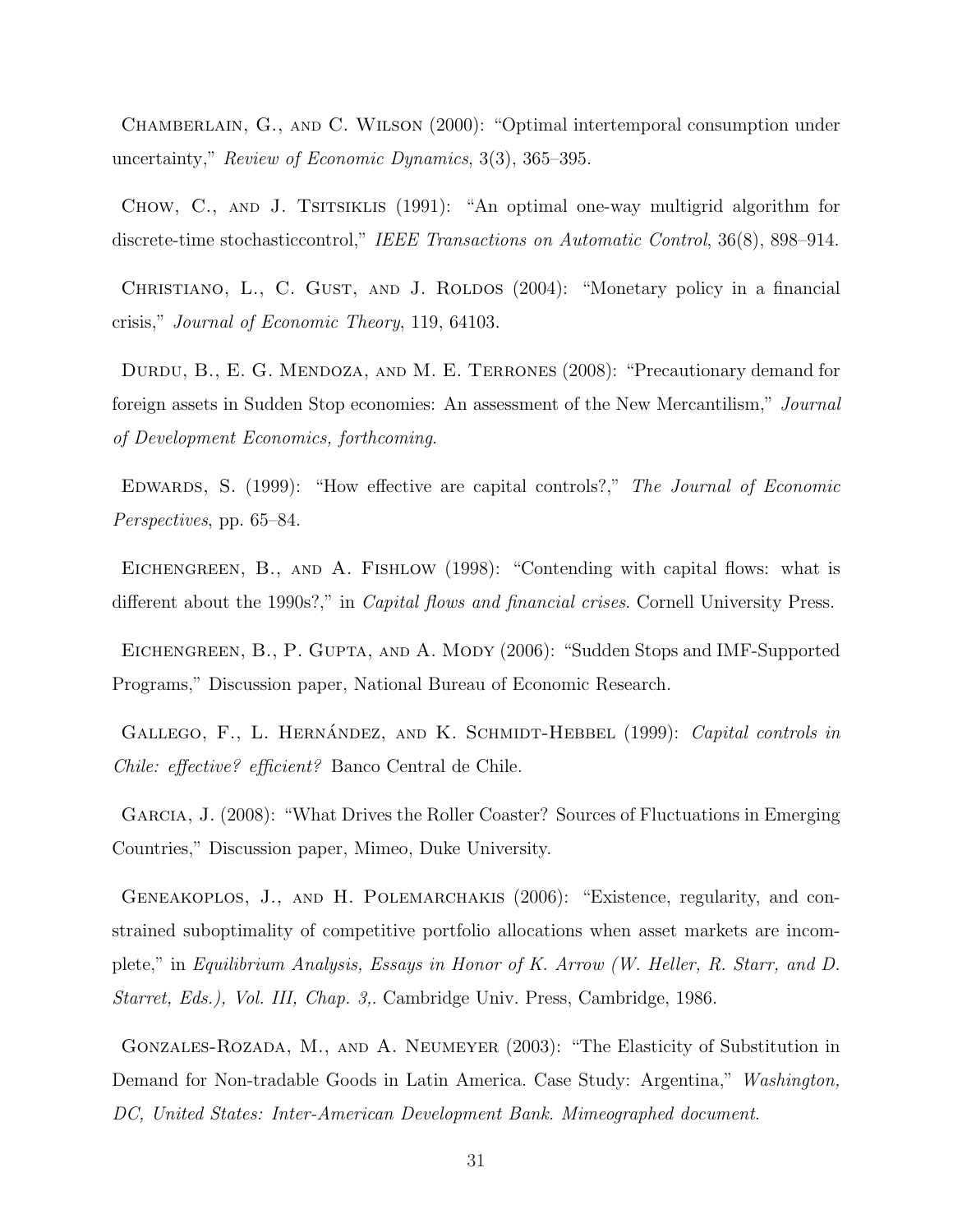Chamberlain, G., and C. Wilson (2000): "Optimal intertemporal consumption under uncertainty," *Review of Economic Dynamics*, 3(3), 365–395.

Chow, C., and J. Tsitsiklis (1991): "An optimal one-way multigrid algorithm for discrete-time stochasticcontrol," *IEEE Transactions on Automatic Control*, 36(8), 898–914.

Christiano, L., C. Gust, and J. Roldos (2004): "Monetary policy in a financial crisis," *Journal of Economic Theory*, 119, 64103.

Durdu, B., E. G. Mendoza, and M. E. Terrones (2008): "Precautionary demand for foreign assets in Sudden Stop economies: An assessment of the New Mercantilism," *Journal of Development Economics, forthcoming*.

Edwards, S. (1999): "How effective are capital controls?," *The Journal of Economic Perspectives*, pp. 65–84.

Eichengreen, B., and A. Fishlow (1998): "Contending with capital flows: what is different about the 1990s?," in *Capital flows and financial crises*. Cornell University Press.

Eichengreen, B., P. Gupta, and A. Mody (2006): "Sudden Stops and IMF-Supported Programs," Discussion paper, National Bureau of Economic Research.

Gallego, F., L. Hernández, and K. Schmidt-Hebbel (1999): *Capital controls in Chile: effective? efficient?* Banco Central de Chile.

Garcia, J. (2008): "What Drives the Roller Coaster? Sources of Fluctuations in Emerging Countries," Discussion paper, Mimeo, Duke University.

Geneakoplos, J., and H. Polemarchakis (2006): "Existence, regularity, and constrained suboptimality of competitive portfolio allocations when asset markets are incomplete," in *Equilibrium Analysis, Essays in Honor of K. Arrow (W. Heller, R. Starr, and D. Starret, Eds.), Vol. III, Chap. 3,*. Cambridge Univ. Press, Cambridge, 1986.

Gonzales-Rozada, M., and A. Neumeyer (2003): "The Elasticity of Substitution in Demand for Non-tradable Goods in Latin America. Case Study: Argentina," *Washington, DC, United States: Inter-American Development Bank. Mimeographed document*.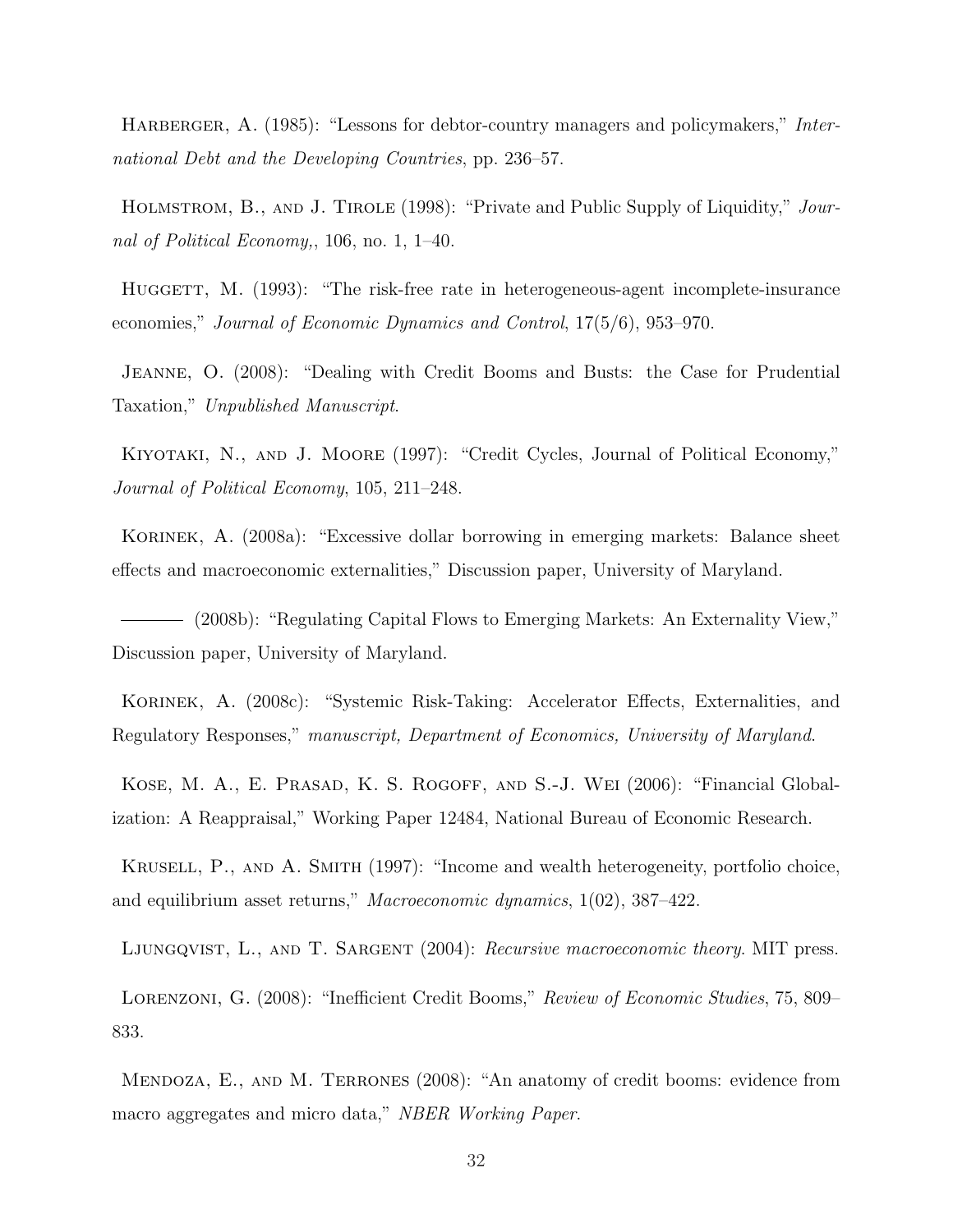Harberger, A. (1985): "Lessons for debtor-country managers and policymakers," *International Debt and the Developing Countries*, pp. 236–57.

Holmstrom, B., and J. Tirole (1998): "Private and Public Supply of Liquidity," *Journal of Political Economy,*, 106, no. 1, 1–40.

Huggett, M. (1993): "The risk-free rate in heterogeneous-agent incomplete-insurance economies," *Journal of Economic Dynamics and Control*, 17(5/6), 953–970.

Jeanne, O. (2008): "Dealing with Credit Booms and Busts: the Case for Prudential Taxation," *Unpublished Manuscript*.

Kiyotaki, N., and J. Moore (1997): "Credit Cycles, Journal of Political Economy," *Journal of Political Economy*, 105, 211–248.

Korinek, A. (2008a): "Excessive dollar borrowing in emerging markets: Balance sheet effects and macroeconomic externalities," Discussion paper, University of Maryland.

——— (2008b): "Regulating Capital Flows to Emerging Markets: An Externality View," Discussion paper, University of Maryland.

Korinek, A. (2008c): "Systemic Risk-Taking: Accelerator Effects, Externalities, and Regulatory Responses," *manuscript, Department of Economics, University of Maryland*.

Kose, M. A., E. Prasad, K. S. Rogoff, and S.-J. Wei (2006): "Financial Globalization: A Reappraisal," Working Paper 12484, National Bureau of Economic Research.

Krusell, P., and A. Smith (1997): "Income and wealth heterogeneity, portfolio choice, and equilibrium asset returns," *Macroeconomic dynamics*, 1(02), 387–422.

Ljungqvist, L., and T. Sargent (2004): *Recursive macroeconomic theory*. MIT press.

Lorenzoni, G. (2008): "Inefficient Credit Booms," *Review of Economic Studies*, 75, 809–833.

Mendoza, E., and M. Terrones (2008): "An anatomy of credit booms: evidence from macro aggregates and micro data," *NBER Working Paper*.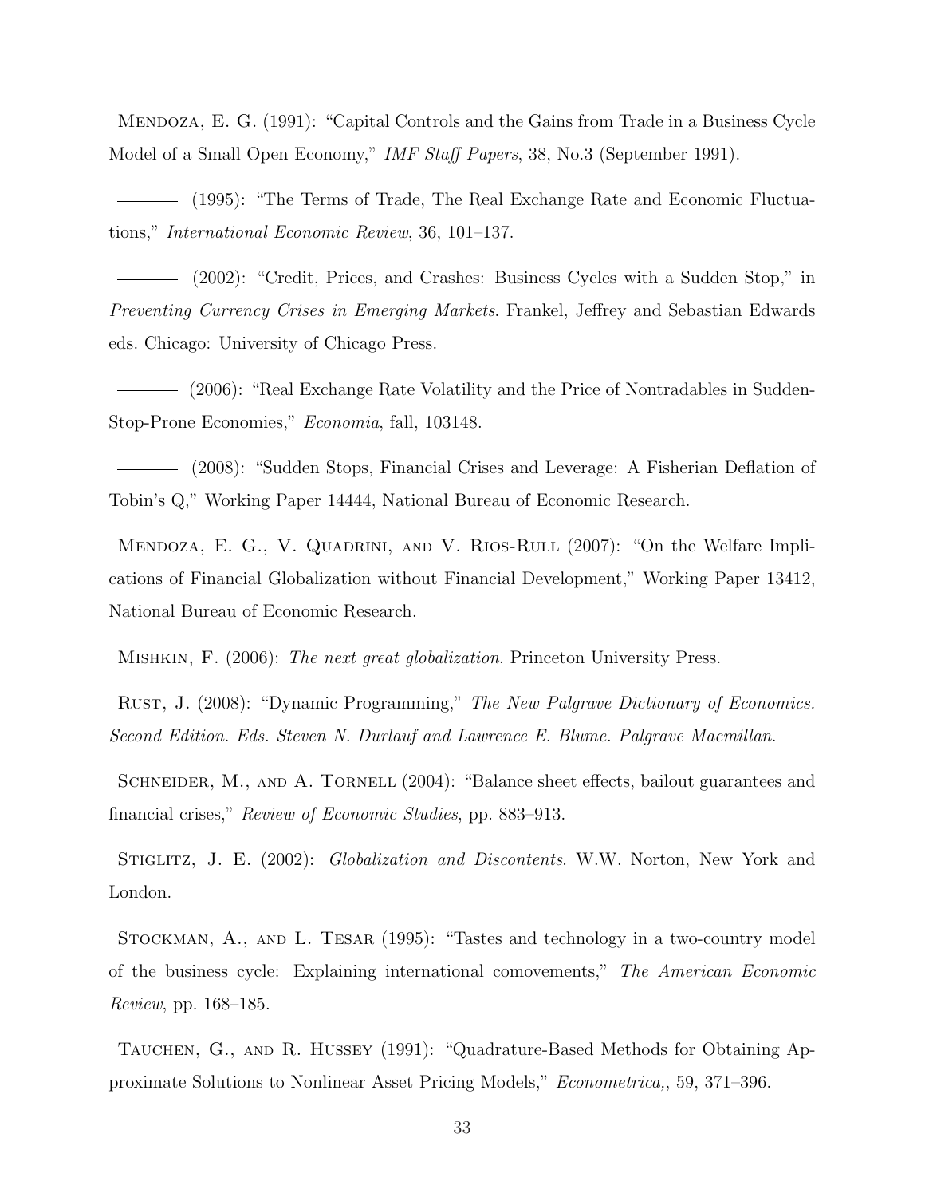Mendoza, E. G. (1991): "Capital Controls and the Gains from Trade in a Business Cycle Model of a Small Open Economy," *IMF Staff Papers*, 38, No.3 (September 1991).

——— (1995): "The Terms of Trade, The Real Exchange Rate and Economic Fluctuations," *International Economic Review*, 36, 101–137.

——— (2002): "Credit, Prices, and Crashes: Business Cycles with a Sudden Stop," in *Preventing Currency Crises in Emerging Markets*. Frankel, Jeffrey and Sebastian Edwards eds. Chicago: University of Chicago Press.

——— (2006): "Real Exchange Rate Volatility and the Price of Nontradables in Sudden-Stop-Prone Economies," *Economia*, fall, 103148.

——— (2008): "Sudden Stops, Financial Crises and Leverage: A Fisherian Deflation of Tobin's Q," Working Paper 14444, National Bureau of Economic Research.

Mendoza, E. G., V. Quadrini, and V. Rios-Rull (2007): "On the Welfare Implications of Financial Globalization without Financial Development," Working Paper 13412, National Bureau of Economic Research.

Mishkin, F. (2006): *The next great globalization*. Princeton University Press.

Rust, J. (2008): "Dynamic Programming," *The New Palgrave Dictionary of Economics. Second Edition. Eds. Steven N. Durlauf and Lawrence E. Blume. Palgrave Macmillan*.

Schneider, M., and A. Tornell (2004): "Balance sheet effects, bailout guarantees and financial crises," *Review of Economic Studies*, pp. 883–913.

Stiglitz, J. E. (2002): *Globalization and Discontents*. W.W. Norton, New York and London.

Stockman, A., and L. Tesar (1995): "Tastes and technology in a two-country model of the business cycle: Explaining international comovements," *The American Economic Review*, pp. 168–185.

Tauchen, G., and R. Hussey (1991): "Quadrature-Based Methods for Obtaining Approximate Solutions to Nonlinear Asset Pricing Models," *Econometrica,*, 59, 371–396.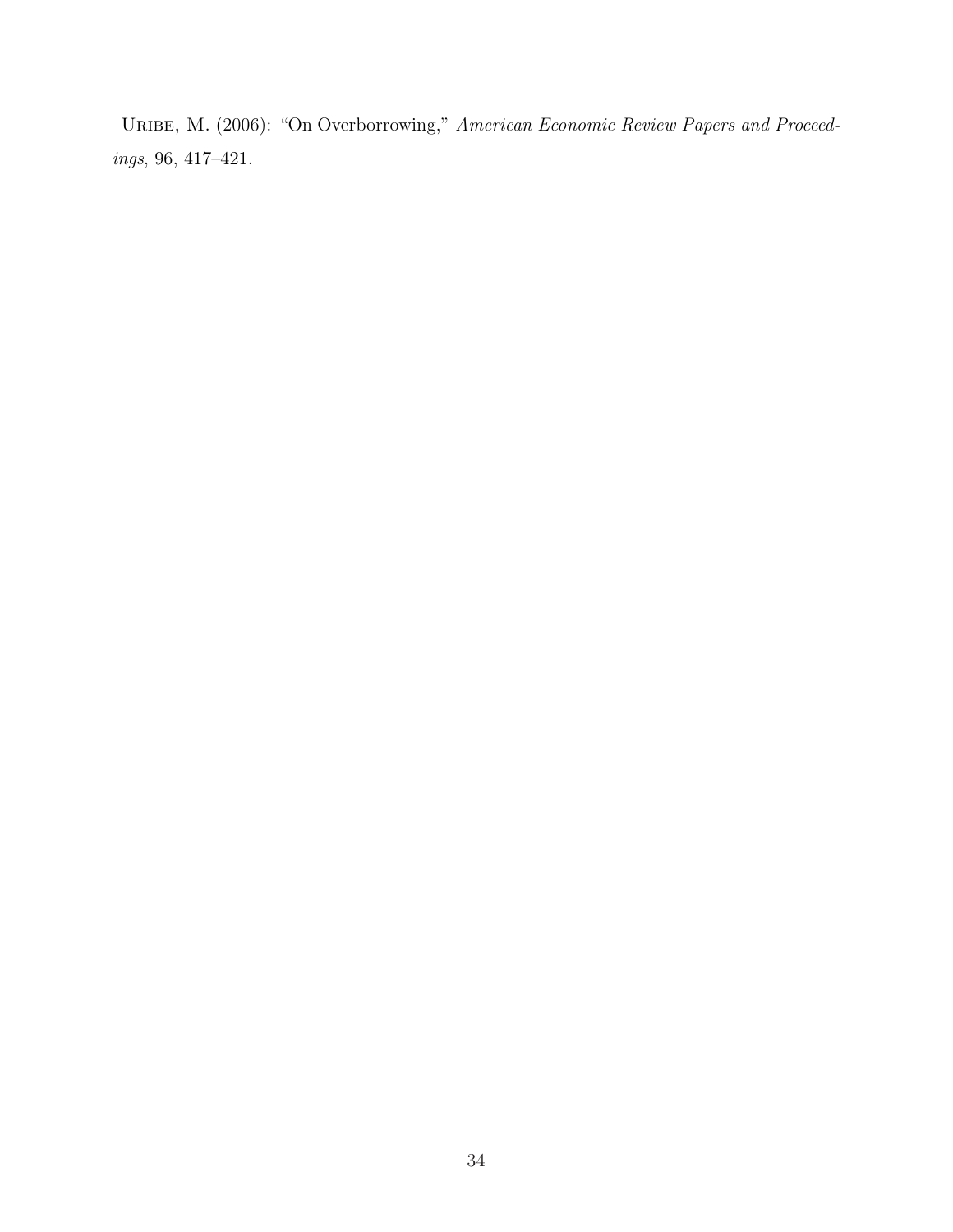Uribe, M. (2006): "On Overborrowing," *American Economic Review Papers and Proceedings*, 96, 417–421.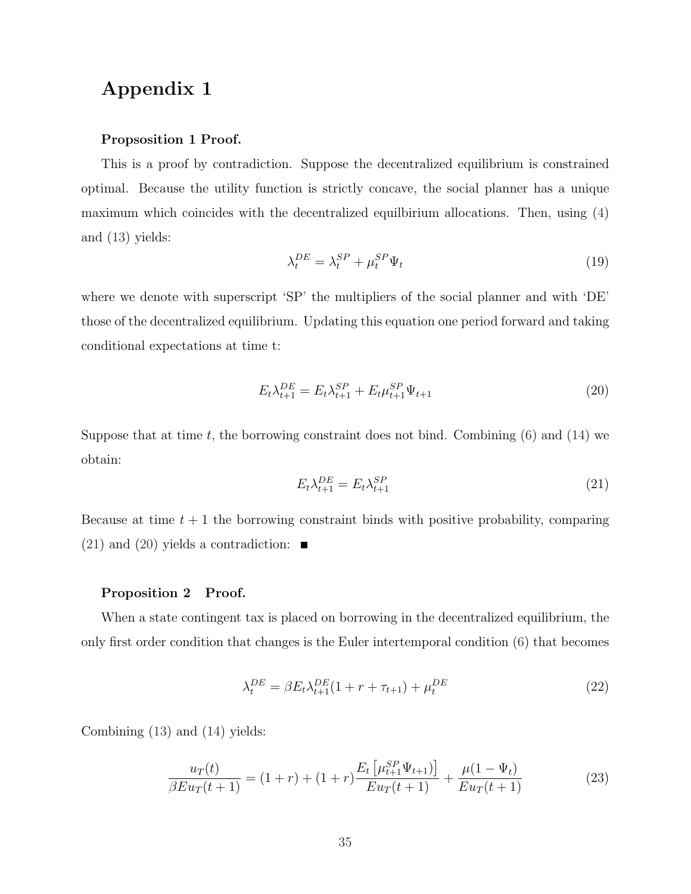# Appendix 1

**Propsosition 1 Proof.**

This is a proof by contradiction. Suppose the decentralized equilibrium is constrained optimal. Because the utility function is strictly concave, the social planner has a unique maximum which coincides with the decentralized equilibrium allocations. Then, using (4) and (13) yields:

$$\lambda_t^{DE} = \lambda_t^{SP} + \mu_t^{SP}\Psi_t \tag{19}$$

where we denote with superscript 'SP' the multipliers of the social planner and with 'DE' those of the decentralized equilibrium. Updating this equation one period forward and taking conditional expectations at time t:

$$E_t\lambda_{t+1}^{DE} = E_t\lambda_{t+1}^{SP} + E_t\mu_{t+1}^{SP}\Psi_{t+1} \tag{20}$$

Suppose that at time $t$, the borrowing constraint does not bind. Combining (6) and (14) we obtain:

$$E_t\lambda_{t+1}^{DE} = E_t\lambda_{t+1}^{SP} \tag{21}$$

Because at time $t+1$ the borrowing constraint binds with positive probability, comparing (21) and (20) yields a contradiction: ∎

**Proposition 2 Proof.**

When a state contingent tax is placed on borrowing in the decentralized equilibrium, the only first order condition that changes is the Euler intertemporal condition (6) that becomes

$$\lambda_t^{DE} = \beta E_t\lambda_{t+1}^{DE}(1 + r + \tau_{t+1}) + \mu_t^{DE} \tag{22}$$

Combining (13) and (14) yields:

$$\frac{u_T(t)}{\beta E u_T(t+1)} = (1+r) + (1+r)\frac{E_t\left[\mu_{t+1}^{SP}\Psi_{t+1})\right]}{E u_T(t+1)} + \frac{\mu(1-\Psi_t)}{E u_T(t+1)} \tag{23}$$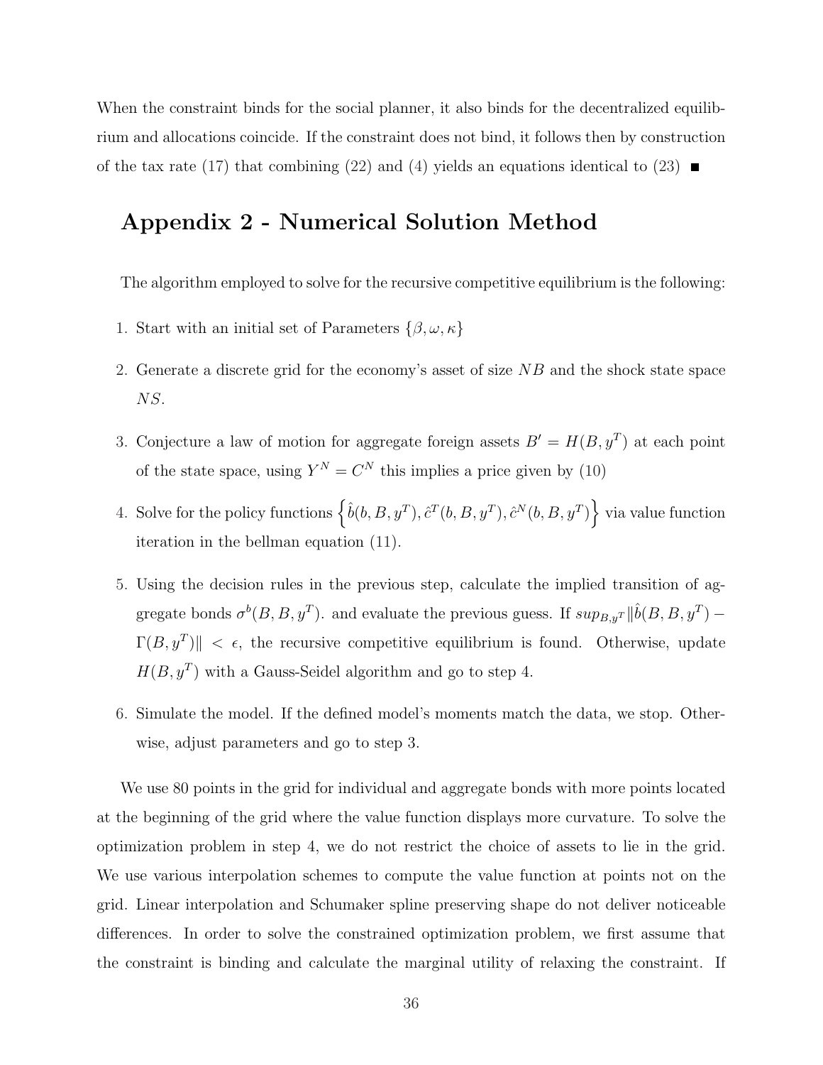When the constraint binds for the social planner, it also binds for the decentralized equilibrium and allocations coincide. If the constraint does not bind, it follows then by construction of the tax rate (17) that combining (22) and (4) yields an equations identical to (23) ■

# Appendix 2 - Numerical Solution Method

The algorithm employed to solve for the recursive competitive equilibrium is the following:

1. Start with an initial set of Parameters $\{\beta, \omega, \kappa\}$
2. Generate a discrete grid for the economy's asset of size $NB$ and the shock state space $NS$.
3. Conjecture a law of motion for aggregate foreign assets $B' = H(B, y^T)$ at each point of the state space, using $Y^N = C^N$ this implies a price given by (10)
4. Solve for the policy functions $\left\{\hat{b}(b, B, y^T), \hat{c}^T(b, B, y^T), \hat{c}^N(b, B, y^T)\right\}$ via value function iteration in the bellman equation (11).
5. Using the decision rules in the previous step, calculate the implied transition of aggregate bonds $\sigma^b(B, B, y^T)$. and evaluate the previous guess. If $sup_{B,y^T} \|\hat{b}(B, B, y^T) - \Gamma(B, y^T)\| < \epsilon$, the recursive competitive equilibrium is found. Otherwise, update $H(B, y^T)$ with a Gauss-Seidel algorithm and go to step 4.
6. Simulate the model. If the defined model's moments match the data, we stop. Otherwise, adjust parameters and go to step 3.

We use 80 points in the grid for individual and aggregate bonds with more points located at the beginning of the grid where the value function displays more curvature. To solve the optimization problem in step 4, we do not restrict the choice of assets to lie in the grid. We use various interpolation schemes to compute the value function at points not on the grid. Linear interpolation and Schumaker spline preserving shape do not deliver noticeable differences. In order to solve the constrained optimization problem, we first assume that the constraint is binding and calculate the marginal utility of relaxing the constraint. If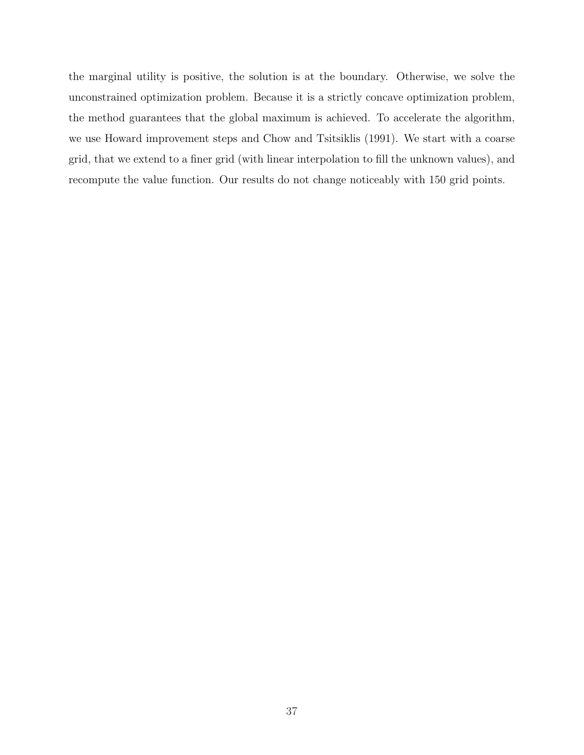the marginal utility is positive, the solution is at the boundary. Otherwise, we solve the unconstrained optimization problem. Because it is a strictly concave optimization problem, the method guarantees that the global maximum is achieved. To accelerate the algorithm, we use Howard improvement steps and Chow and Tsitsiklis (1991). We start with a coarse grid, that we extend to a finer grid (with linear interpolation to fill the unknown values), and recompute the value function. Our results do not change noticeably with 150 grid points.